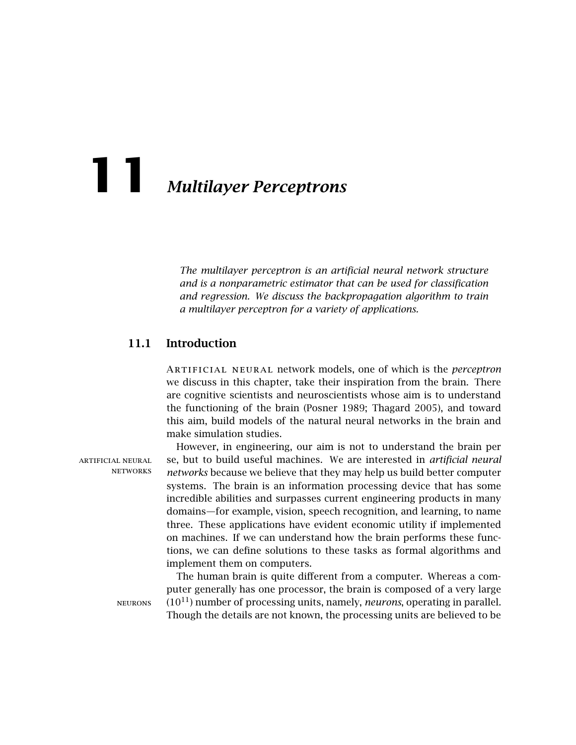# 11 *Multilayer Perceptrons*

*The multilayer perceptron is an artificial neural network structure and is a nonparametric estimator that can be used for classification and regression. We discuss the backpropagation algorithm to train a multilayer perceptron for a variety of applications.*

## 11.1 Introduction

ARTIFICIAL NEURAL network models, one of which is the *perceptron* we discuss in this chapter, take their inspiration from the brain. There are cognitive scientists and neuroscientists whose aim is to understand the functioning of the brain (Posner 1989; Thagard 2005), and toward this aim, build models of the natural neural networks in the brain and make simulation studies.

ARTIFICIAL NEURAL NETWORKS

However, in engineering, our aim is not to understand the brain per se, but to build useful machines. We are interested in *artificial neural networks* because we believe that they may help us build better computer systems. The brain is an information processing device that has some incredible abilities and surpasses current engineering products in many domains—for example, vision, speech recognition, and learning, to name three. These applications have evident economic utility if implemented on machines. If we can understand how the brain performs these functions, we can define solutions to these tasks as formal algorithms and implement them on computers.

NEURONS

The human brain is quite different from a computer. Whereas a computer generally has one processor, the brain is composed of a very large ($10^{11}$) number of processing units, namely, *neurons*, operating in parallel. Though the details are not known, the processing units are believed to be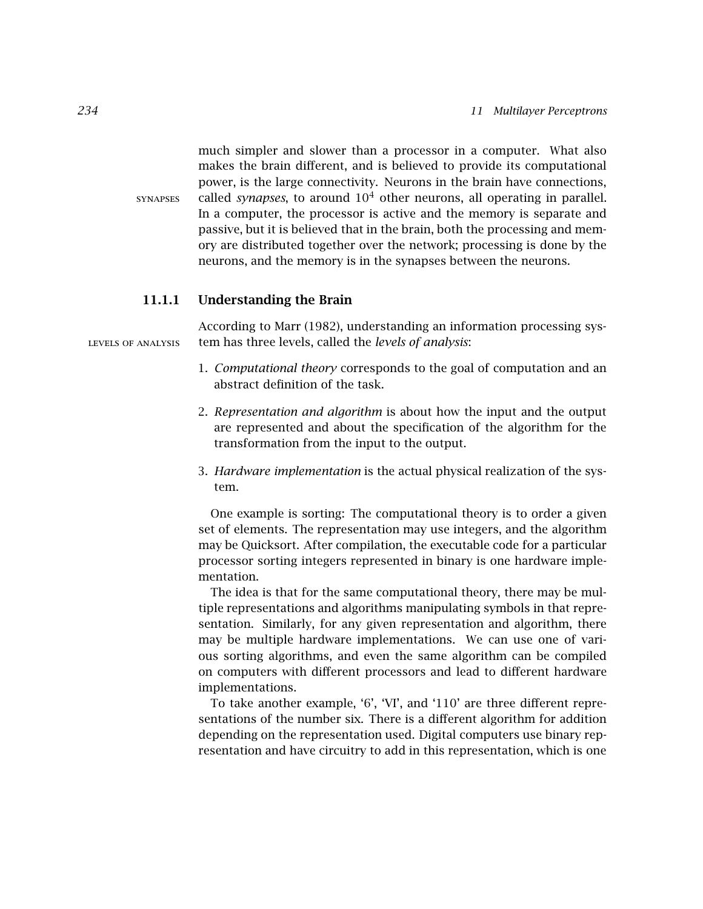much simpler and slower than a processor in a computer. What also makes the brain different, and is believed to provide its computational power, is the large connectivity. Neurons in the brain have connections, called *synapses*, to around $10^4$ other neurons, all operating in parallel. In a computer, the processor is active and the memory is separate and passive, but it is believed that in the brain, both the processing and memory are distributed together over the network; processing is done by the neurons, and the memory is in the synapses between the neurons.

SYNAPSES

### 11.1.1 Understanding the Brain

According to Marr (1982), understanding an information processing system has three levels, called the *levels of analysis*:

LEVELS OF ANALYSIS

1. *Computational theory* corresponds to the goal of computation and an abstract definition of the task.

2. *Representation and algorithm* is about how the input and the output are represented and about the specification of the algorithm for the transformation from the input to the output.

3. *Hardware implementation* is the actual physical realization of the system.

One example is sorting: The computational theory is to order a given set of elements. The representation may use integers, and the algorithm may be Quicksort. After compilation, the executable code for a particular processor sorting integers represented in binary is one hardware implementation.

The idea is that for the same computational theory, there may be multiple representations and algorithms manipulating symbols in that representation. Similarly, for any given representation and algorithm, there may be multiple hardware implementations. We can use one of various sorting algorithms, and even the same algorithm can be compiled on computers with different processors and lead to different hardware implementations.

To take another example, '6', 'VI', and '110' are three different representations of the number six. There is a different algorithm for addition depending on the representation used. Digital computers use binary representation and have circuitry to add in this representation, which is one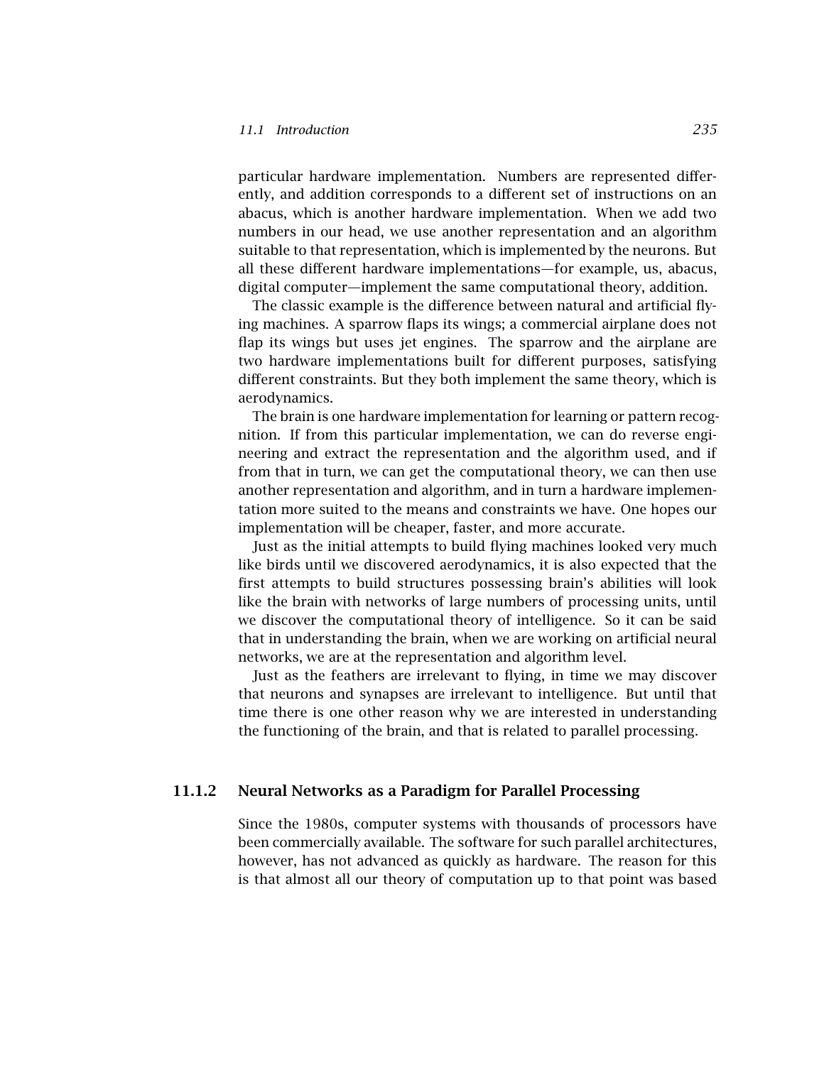particular hardware implementation. Numbers are represented differently, and addition corresponds to a different set of instructions on an abacus, which is another hardware implementation. When we add two numbers in our head, we use another representation and an algorithm suitable to that representation, which is implemented by the neurons. But all these different hardware implementations—for example, us, abacus, digital computer—implement the same computational theory, addition.

The classic example is the difference between natural and artificial flying machines. A sparrow flaps its wings; a commercial airplane does not flap its wings but uses jet engines. The sparrow and the airplane are two hardware implementations built for different purposes, satisfying different constraints. But they both implement the same theory, which is aerodynamics.

The brain is one hardware implementation for learning or pattern recognition. If from this particular implementation, we can do reverse engineering and extract the representation and the algorithm used, and if from that in turn, we can get the computational theory, we can then use another representation and algorithm, and in turn a hardware implementation more suited to the means and constraints we have. One hopes our implementation will be cheaper, faster, and more accurate.

Just as the initial attempts to build flying machines looked very much like birds until we discovered aerodynamics, it is also expected that the first attempts to build structures possessing brain's abilities will look like the brain with networks of large numbers of processing units, until we discover the computational theory of intelligence. So it can be said that in understanding the brain, when we are working on artificial neural networks, we are at the representation and algorithm level.

Just as the feathers are irrelevant to flying, in time we may discover that neurons and synapses are irrelevant to intelligence. But until that time there is one other reason why we are interested in understanding the functioning of the brain, and that is related to parallel processing.

### 11.1.2 Neural Networks as a Paradigm for Parallel Processing

Since the 1980s, computer systems with thousands of processors have been commercially available. The software for such parallel architectures, however, has not advanced as quickly as hardware. The reason for this is that almost all our theory of computation up to that point was based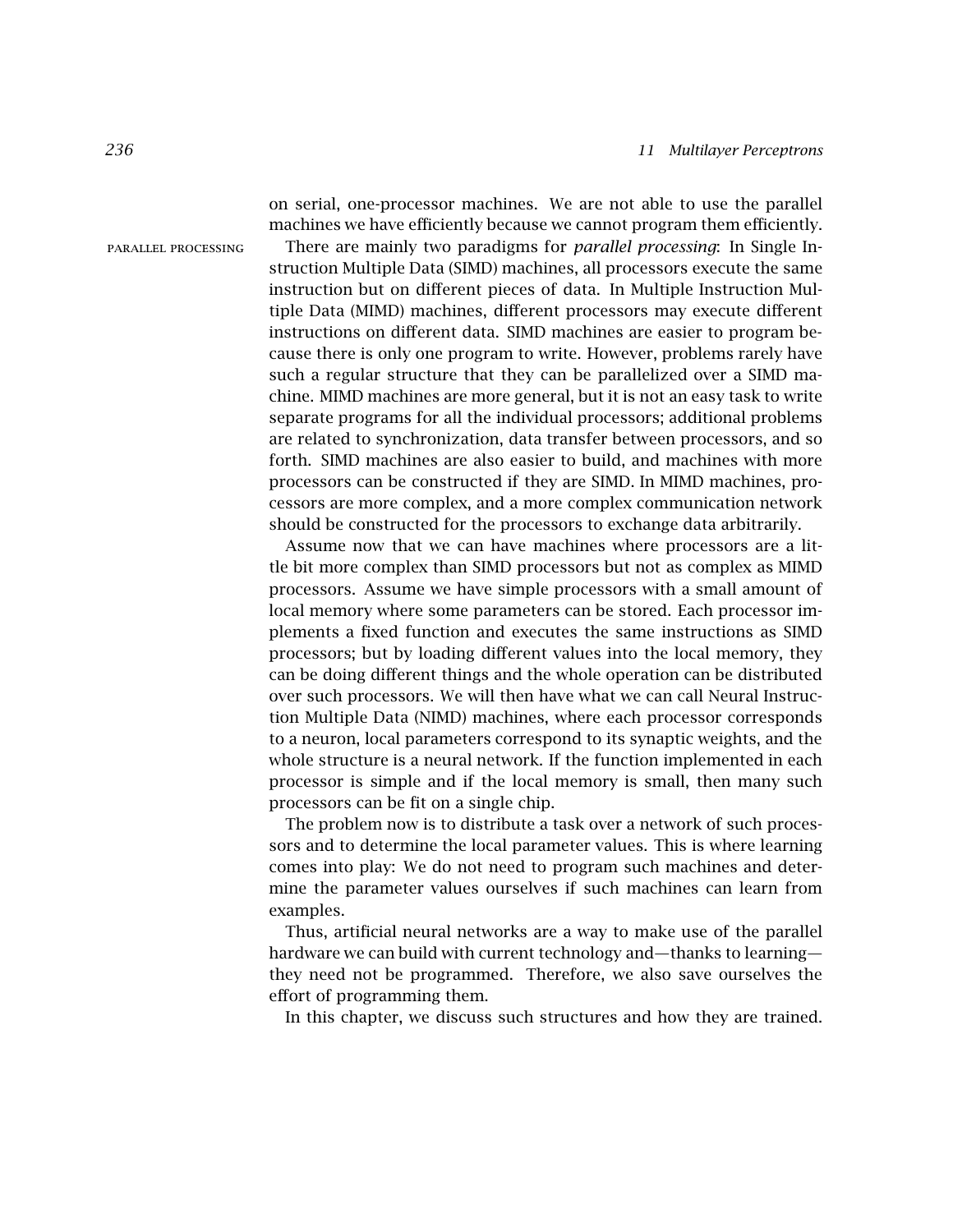on serial, one-processor machines. We are not able to use the parallel machines we have efficiently because we cannot program them efficiently.

PARALLEL PROCESSING

There are mainly two paradigms for *parallel processing*: In Single Instruction Multiple Data (SIMD) machines, all processors execute the same instruction but on different pieces of data. In Multiple Instruction Multiple Data (MIMD) machines, different processors may execute different instructions on different data. SIMD machines are easier to program because there is only one program to write. However, problems rarely have such a regular structure that they can be parallelized over a SIMD machine. MIMD machines are more general, but it is not an easy task to write separate programs for all the individual processors; additional problems are related to synchronization, data transfer between processors, and so forth. SIMD machines are also easier to build, and machines with more processors can be constructed if they are SIMD. In MIMD machines, processors are more complex, and a more complex communication network should be constructed for the processors to exchange data arbitrarily.

Assume now that we can have machines where processors are a little bit more complex than SIMD processors but not as complex as MIMD processors. Assume we have simple processors with a small amount of local memory where some parameters can be stored. Each processor implements a fixed function and executes the same instructions as SIMD processors; but by loading different values into the local memory, they can be doing different things and the whole operation can be distributed over such processors. We will then have what we can call Neural Instruction Multiple Data (NIMD) machines, where each processor corresponds to a neuron, local parameters correspond to its synaptic weights, and the whole structure is a neural network. If the function implemented in each processor is simple and if the local memory is small, then many such processors can be fit on a single chip.

The problem now is to distribute a task over a network of such processors and to determine the local parameter values. This is where learning comes into play: We do not need to program such machines and determine the parameter values ourselves if such machines can learn from examples.

Thus, artificial neural networks are a way to make use of the parallel hardware we can build with current technology and—thanks to learning—they need not be programmed. Therefore, we also save ourselves the effort of programming them.

In this chapter, we discuss such structures and how they are trained.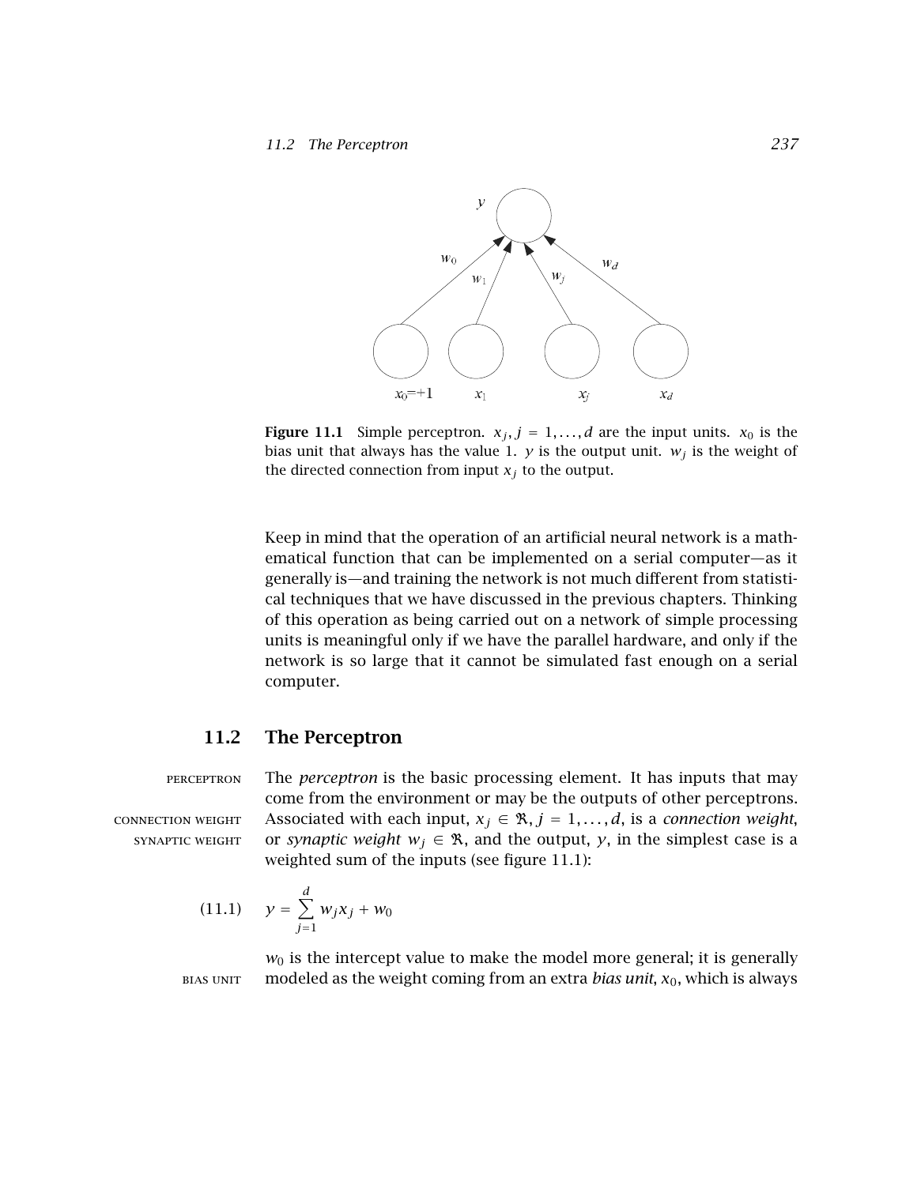Figure 11.1 Simple perceptron. $x_j, j = 1, \ldots, d$ are the input units. $x_0$ is the bias unit that always has the value 1. $y$ is the output unit. $w_j$ is the weight of the directed connection from input $x_j$ to the output.

Keep in mind that the operation of an artificial neural network is a mathematical function that can be implemented on a serial computer—as it generally is—and training the network is not much different from statistical techniques that we have discussed in the previous chapters. Thinking of this operation as being carried out on a network of simple processing units is meaningful only if we have the parallel hardware, and only if the network is so large that it cannot be simulated fast enough on a serial computer.

## 11.2 The Perceptron

PERCEPTRON

CONNECTION WEIGHT

SYNAPTIC WEIGHT

The *perceptron* is the basic processing element. It has inputs that may come from the environment or may be the outputs of other perceptrons. Associated with each input, $x_j \in \Re, j = 1, \ldots, d$, is a *connection weight*, or *synaptic weight* $w_j \in \Re$, and the output, $y$, in the simplest case is a weighted sum of the inputs (see figure 11.1):

$$y = \sum_{j=1}^{d} w_j x_j + w_0 \tag{11.1}$$

BIAS UNIT

$w_0$ is the intercept value to make the model more general; it is generally modeled as the weight coming from an extra *bias unit*, $x_0$, which is always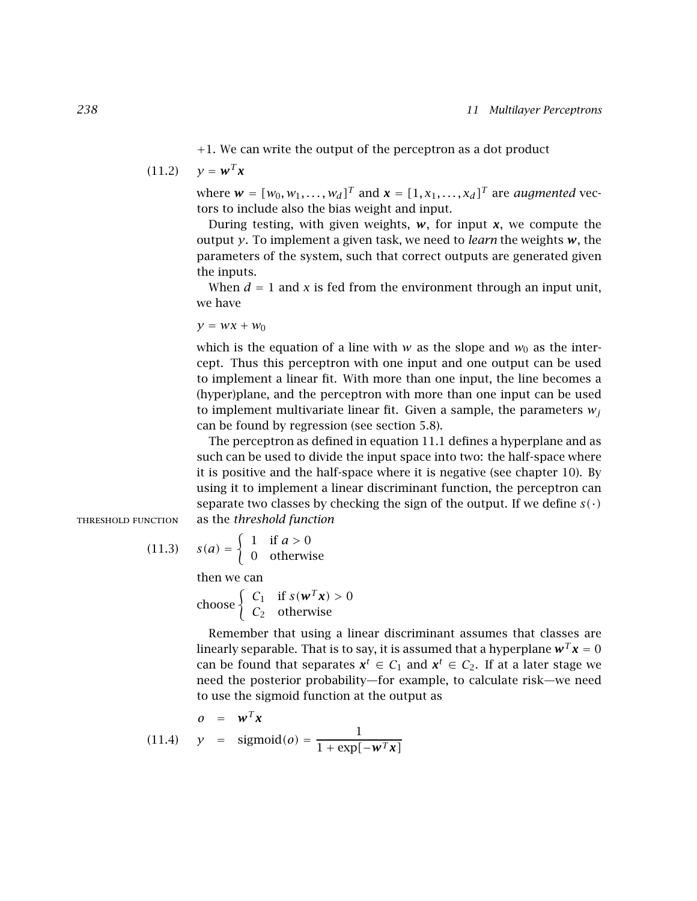+1. We can write the output of the perceptron as a dot product

$$y = \boldsymbol{w}^T \boldsymbol{x} \tag{11.2}$$

where $\boldsymbol{w} = [w_0, w_1, \ldots, w_d]^T$ and $\boldsymbol{x} = [1, x_1, \ldots, x_d]^T$ are *augmented* vectors to include also the bias weight and input.

During testing, with given weights, $\boldsymbol{w}$, for input $\boldsymbol{x}$, we compute the output $y$. To implement a given task, we need to *learn* the weights $\boldsymbol{w}$, the parameters of the system, such that correct outputs are generated given the inputs.

When $d = 1$ and $x$ is fed from the environment through an input unit, we have

$$y = wx + w_0$$

which is the equation of a line with $w$ as the slope and $w_0$ as the intercept. Thus this perceptron with one input and one output can be used to implement a linear fit. With more than one input, the line becomes a (hyper)plane, and the perceptron with more than one input can be used to implement multivariate linear fit. Given a sample, the parameters $w_j$ can be found by regression (see section 5.8).

The perceptron as defined in equation 11.1 defines a hyperplane and as such can be used to divide the input space into two: the half-space where it is positive and the half-space where it is negative (see chapter 10). By using it to implement a linear discriminant function, the perceptron can separate two classes by checking the sign of the output. If we define $s(\cdot)$ as the *threshold function*

THRESHOLD FUNCTION

$$s(a) = \begin{cases} 1 & \text{if } a > 0 \\ 0 & \text{otherwise} \end{cases} \tag{11.3}$$

then we can

$$\text{choose} \begin{cases} C_1 & \text{if } s(\boldsymbol{w}^T \boldsymbol{x}) > 0 \\ C_2 & \text{otherwise} \end{cases}$$

Remember that using a linear discriminant assumes that classes are linearly separable. That is to say, it is assumed that a hyperplane $\boldsymbol{w}^T \boldsymbol{x} = 0$ can be found that separates $\boldsymbol{x}^t \in C_1$ and $\boldsymbol{x}^t \in C_2$. If at a later stage we need the posterior probability—for example, to calculate risk—we need to use the sigmoid function at the output as

$$\begin{aligned} o &= \boldsymbol{w}^T \boldsymbol{x} \\ y &= \text{sigmoid}(o) = \frac{1}{1 + \exp[-\boldsymbol{w}^T \boldsymbol{x}]} \end{aligned} \tag{11.4}$$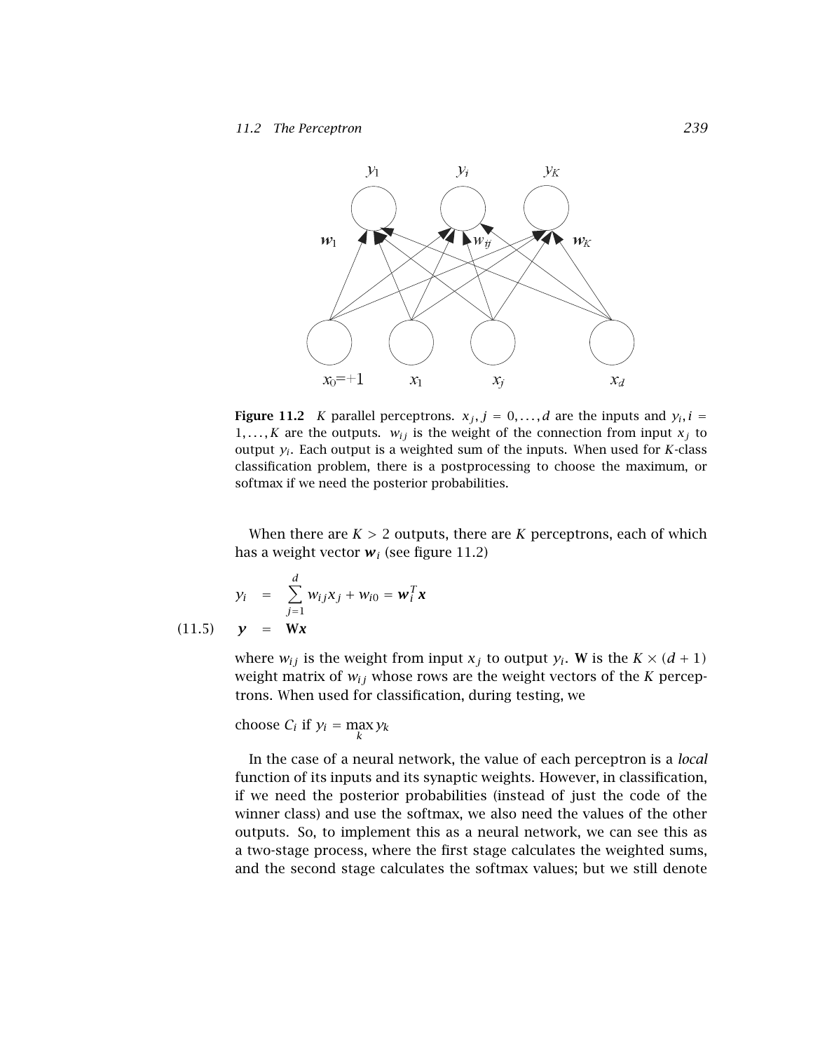**Figure 11.2** $K$ parallel perceptrons. $x_j, j = 0, \ldots, d$ are the inputs and $y_i, i = 1, \ldots, K$ are the outputs. $w_{ij}$ is the weight of the connection from input $x_j$ to output $y_i$. Each output is a weighted sum of the inputs. When used for $K$-class classification problem, there is a postprocessing to choose the maximum, or softmax if we need the posterior probabilities.

When there are $K > 2$ outputs, there are $K$ perceptrons, each of which has a weight vector $\boldsymbol{w}_i$ (see figure 11.2)

$$
\begin{aligned}
y_i &= \sum_{j=1}^{d} w_{ij} x_j + w_{i0} = \boldsymbol{w}_i^T \boldsymbol{x} \\
\boldsymbol{y} &= \mathbf{W}\boldsymbol{x} \qquad (11.5)
\end{aligned}
$$

where $w_{ij}$ is the weight from input $x_j$ to output $y_i$. $\mathbf{W}$ is the $K \times (d+1)$ weight matrix of $w_{ij}$ whose rows are the weight vectors of the $K$ perceptrons. When used for classification, during testing, we

choose $C_i$ if $y_i = \max_k y_k$

In the case of a neural network, the value of each perceptron is a *local* function of its inputs and its synaptic weights. However, in classification, if we need the posterior probabilities (instead of just the code of the winner class) and use the softmax, we also need the values of the other outputs. So, to implement this as a neural network, we can see this as a two-stage process, where the first stage calculates the weighted sums, and the second stage calculates the softmax values; but we still denote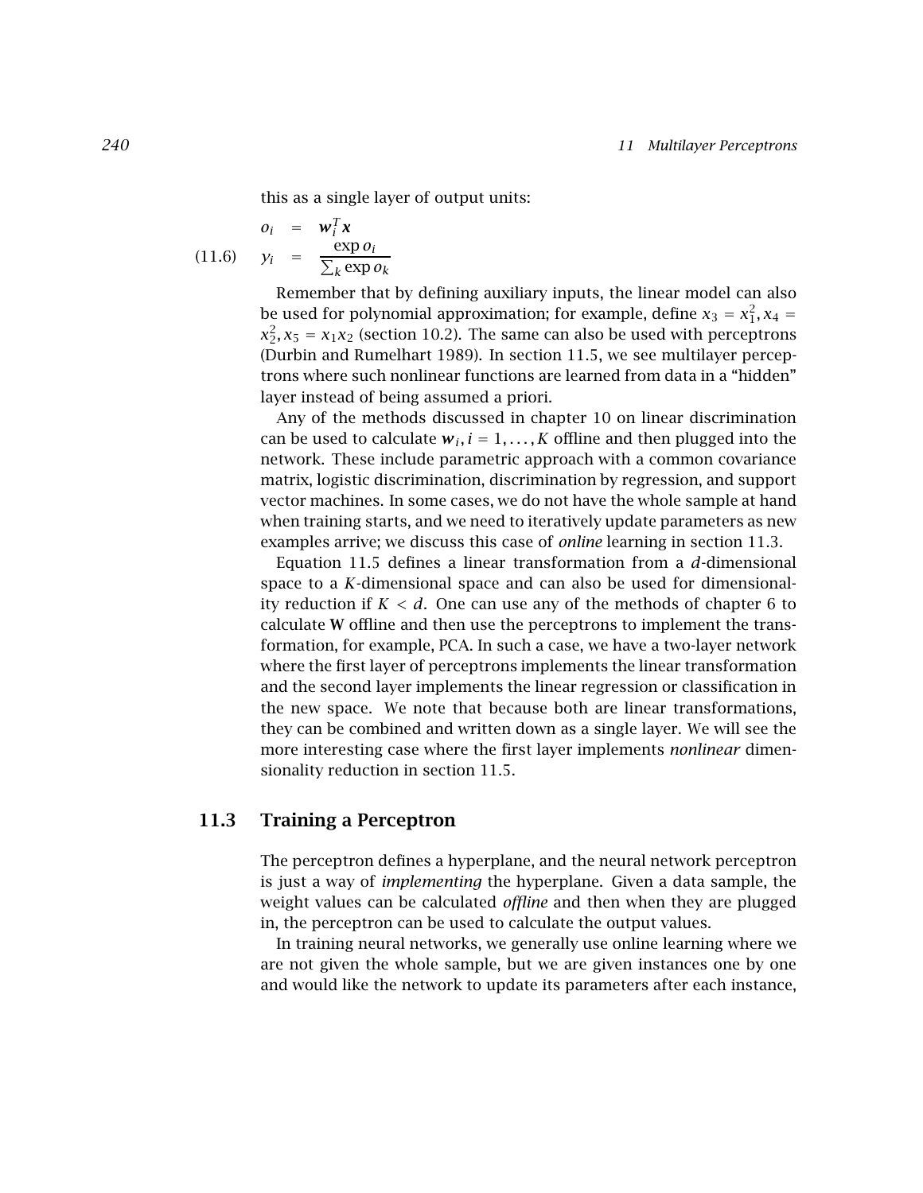this as a single layer of output units:

$$
\begin{aligned}
o_i &= \boldsymbol{w}_i^T \boldsymbol{x} \\
y_i &= \frac{\exp o_i}{\sum_k \exp o_k}
\end{aligned}
\tag{11.6}
$$

Remember that by defining auxiliary inputs, the linear model can also be used for polynomial approximation; for example, define $x_3 = x_1^2, x_4 = x_2^2, x_5 = x_1 x_2$ (section 10.2). The same can also be used with perceptrons (Durbin and Rumelhart 1989). In section 11.5, we see multilayer perceptrons where such nonlinear functions are learned from data in a "hidden" layer instead of being assumed a priori.

Any of the methods discussed in chapter 10 on linear discrimination can be used to calculate $\boldsymbol{w}_i, i = 1, \ldots, K$ offline and then plugged into the network. These include parametric approach with a common covariance matrix, logistic discrimination, discrimination by regression, and support vector machines. In some cases, we do not have the whole sample at hand when training starts, and we need to iteratively update parameters as new examples arrive; we discuss this case of *online* learning in section 11.3.

Equation 11.5 defines a linear transformation from a $d$-dimensional space to a $K$-dimensional space and can also be used for dimensionality reduction if $K < d$. One can use any of the methods of chapter 6 to calculate $\mathbf{W}$ offline and then use the perceptrons to implement the transformation, for example, PCA. In such a case, we have a two-layer network where the first layer of perceptrons implements the linear transformation and the second layer implements the linear regression or classification in the new space. We note that because both are linear transformations, they can be combined and written down as a single layer. We will see the more interesting case where the first layer implements *nonlinear* dimensionality reduction in section 11.5.

## 11.3 Training a Perceptron

The perceptron defines a hyperplane, and the neural network perceptron is just a way of *implementing* the hyperplane. Given a data sample, the weight values can be calculated *offline* and then when they are plugged in, the perceptron can be used to calculate the output values.

In training neural networks, we generally use online learning where we are not given the whole sample, but we are given instances one by one and would like the network to update its parameters after each instance,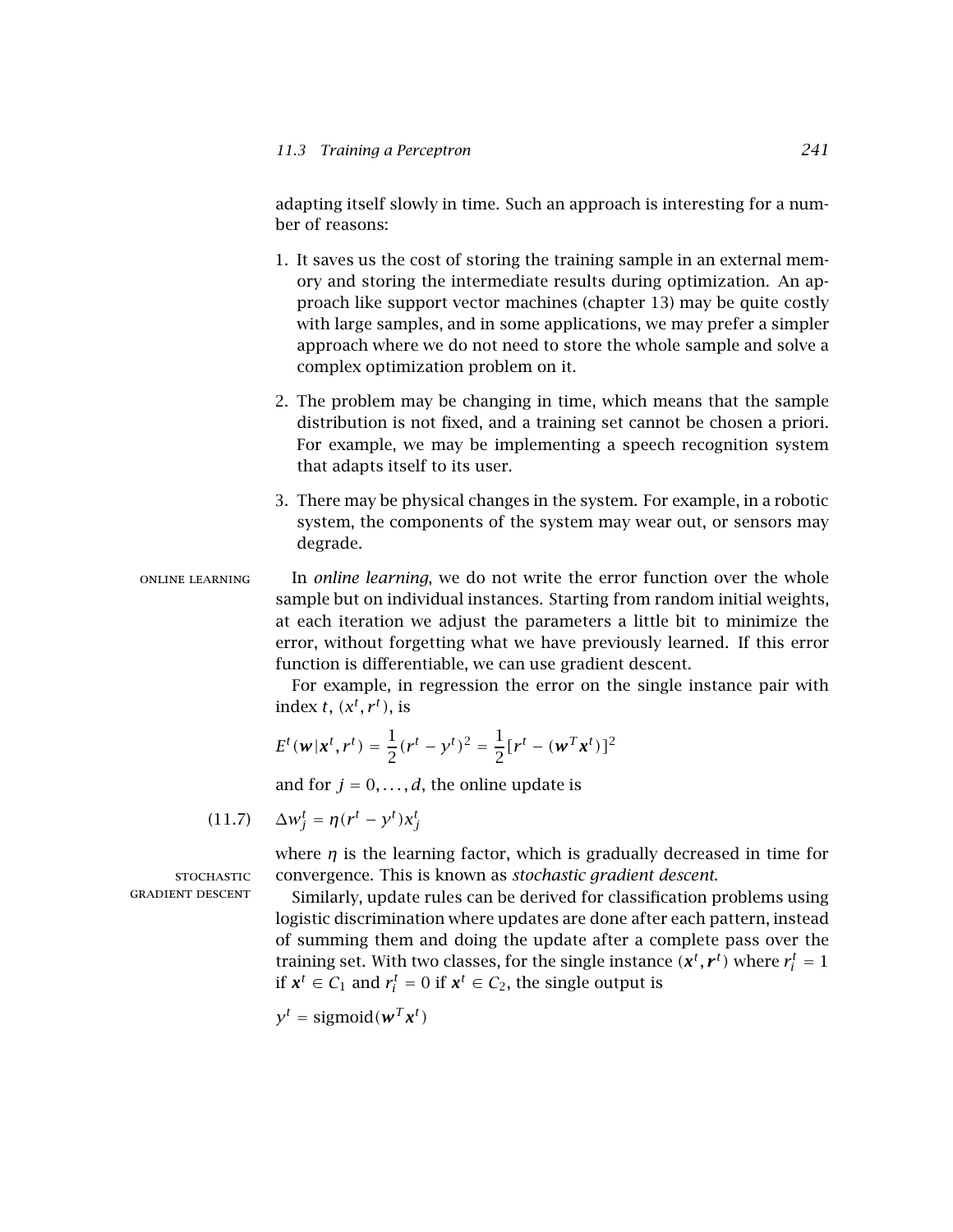adapting itself slowly in time. Such an approach is interesting for a number of reasons:

1. It saves us the cost of storing the training sample in an external memory and storing the intermediate results during optimization. An approach like support vector machines (chapter 13) may be quite costly with large samples, and in some applications, we may prefer a simpler approach where we do not need to store the whole sample and solve a complex optimization problem on it.

2. The problem may be changing in time, which means that the sample distribution is not fixed, and a training set cannot be chosen a priori. For example, we may be implementing a speech recognition system that adapts itself to its user.

3. There may be physical changes in the system. For example, in a robotic system, the components of the system may wear out, or sensors may degrade.

ONLINE LEARNING

In *online learning*, we do not write the error function over the whole sample but on individual instances. Starting from random initial weights, at each iteration we adjust the parameters a little bit to minimize the error, without forgetting what we have previously learned. If this error function is differentiable, we can use gradient descent.

For example, in regression the error on the single instance pair with index $t$, $(x^t, r^t)$, is

$$E^t(\boldsymbol{w}|\boldsymbol{x}^t, r^t) = \frac{1}{2}(r^t - y^t)^2 = \frac{1}{2}[r^t - (\boldsymbol{w}^T\boldsymbol{x}^t)]^2$$

and for $j = 0, \ldots, d$, the online update is

$$\Delta w_j^t = \eta(r^t - y^t)x_j^t \tag{11.7}$$

STOCHASTIC GRADIENT DESCENT

where $\eta$ is the learning factor, which is gradually decreased in time for convergence. This is known as *stochastic gradient descent*.

Similarly, update rules can be derived for classification problems using logistic discrimination where updates are done after each pattern, instead of summing them and doing the update after a complete pass over the training set. With two classes, for the single instance $(\boldsymbol{x}^t, \boldsymbol{r}^t)$ where $r_i^t = 1$ if $\boldsymbol{x}^t \in C_1$ and $r_i^t = 0$ if $\boldsymbol{x}^t \in C_2$, the single output is

$$y^t = \text{sigmoid}(\boldsymbol{w}^T\boldsymbol{x}^t)$$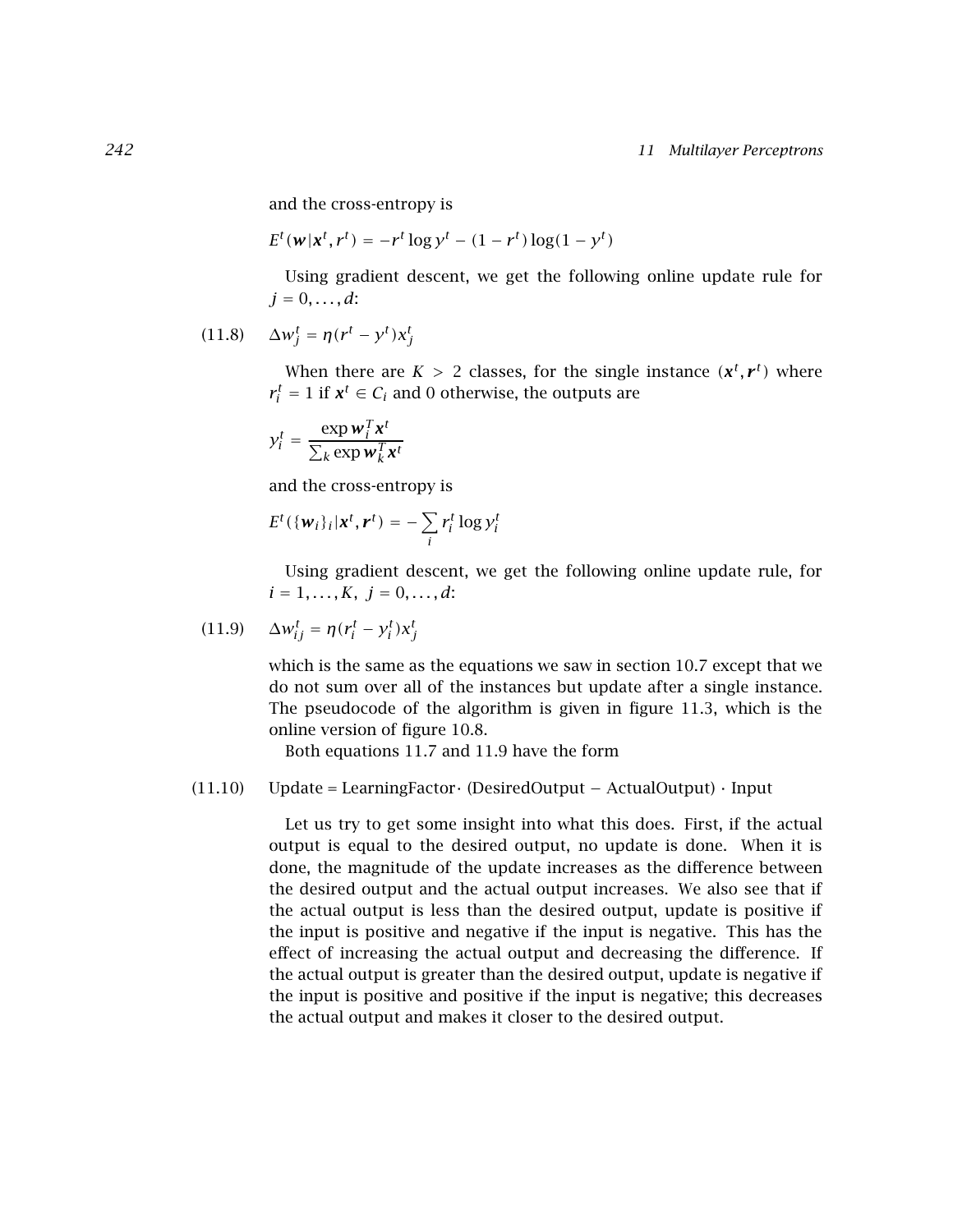and the cross-entropy is

$$E^t(\boldsymbol{w}|\boldsymbol{x}^t, r^t) = -r^t \log y^t - (1 - r^t)\log(1 - y^t)$$

Using gradient descent, we get the following online update rule for $j = 0, \ldots, d$:

$$\Delta w_j^t = \eta(r^t - y^t)x_j^t \tag{11.8}$$

When there are $K > 2$ classes, for the single instance $(\boldsymbol{x}^t, \boldsymbol{r}^t)$ where $r_i^t = 1$ if $\boldsymbol{x}^t \in C_i$ and 0 otherwise, the outputs are

$$y_i^t = \frac{\exp \boldsymbol{w}_i^T \boldsymbol{x}^t}{\sum_k \exp \boldsymbol{w}_k^T \boldsymbol{x}^t}$$

and the cross-entropy is

$$E^t(\{\boldsymbol{w}_i\}_i|\boldsymbol{x}^t, \boldsymbol{r}^t) = -\sum_i r_i^t \log y_i^t$$

Using gradient descent, we get the following online update rule, for $i = 1, \ldots, K$, $j = 0, \ldots, d$:

$$\Delta w_{ij}^t = \eta(r_i^t - y_i^t)x_j^t \tag{11.9}$$

which is the same as the equations we saw in section 10.7 except that we do not sum over all of the instances but update after a single instance. The pseudocode of the algorithm is given in figure 11.3, which is the online version of figure 10.8.

Both equations 11.7 and 11.9 have the form

$$\text{Update} = \text{LearningFactor} \cdot (\text{DesiredOutput} - \text{ActualOutput}) \cdot \text{Input} \tag{11.10}$$

Let us try to get some insight into what this does. First, if the actual output is equal to the desired output, no update is done. When it is done, the magnitude of the update increases as the difference between the desired output and the actual output increases. We also see that if the actual output is less than the desired output, update is positive if the input is positive and negative if the input is negative. This has the effect of increasing the actual output and decreasing the difference. If the actual output is greater than the desired output, update is negative if the input is positive and positive if the input is negative; this decreases the actual output and makes it closer to the desired output.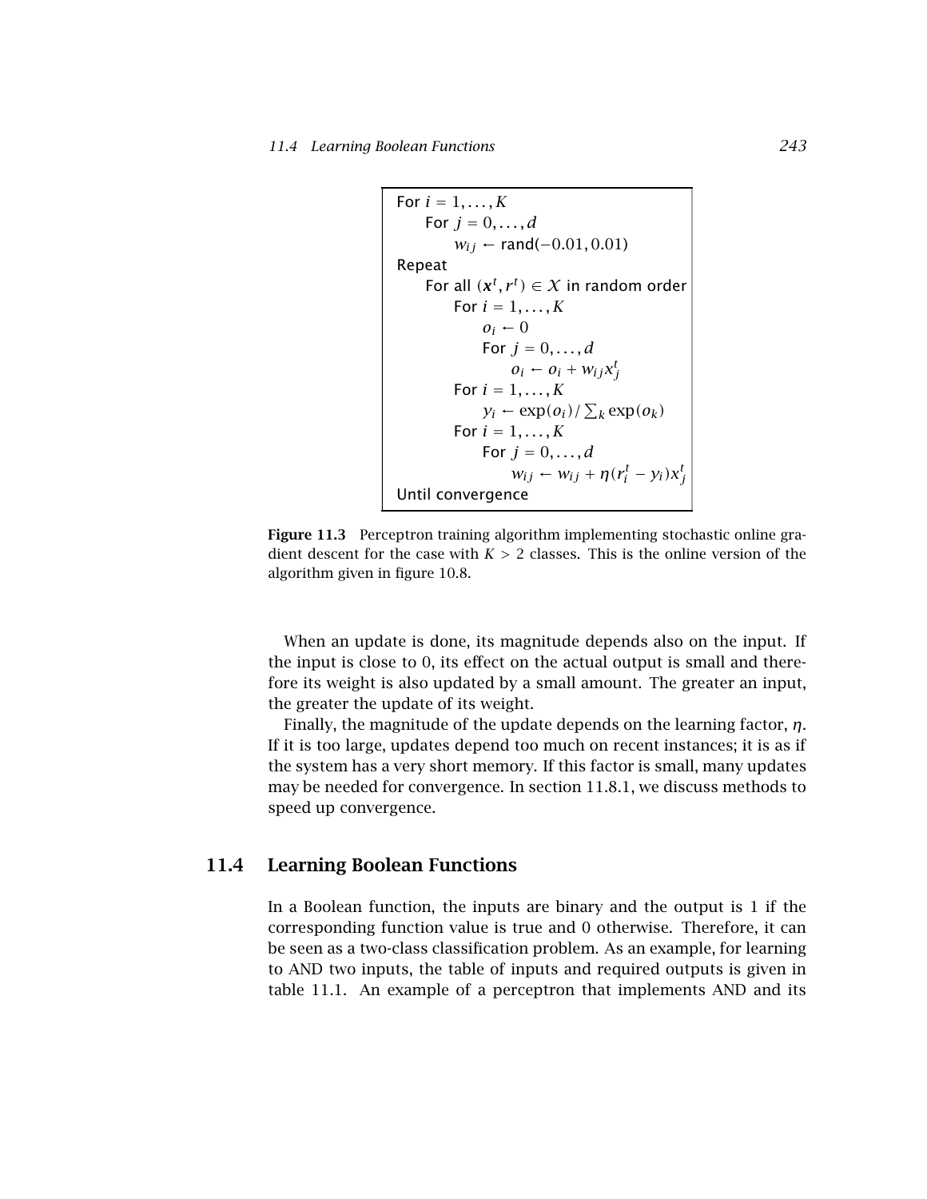```
For i = 1, ..., K
    For j = 0, ..., d
        w_ij ← rand(−0.01, 0.01)
Repeat
    For all (x^t, r^t) ∈ X in random order
        For i = 1, ..., K
            o_i ← 0
            For j = 0, ..., d
                o_i ← o_i + w_ij x_j^t
        For i = 1, ..., K
            y_i ← exp(o_i) / Σ_k exp(o_k)
        For i = 1, ..., K
            For j = 0, ..., d
                w_ij ← w_ij + η(r_i^t − y_i) x_j^t
Until convergence
```

**Figure 11.3** Perceptron training algorithm implementing stochastic online gradient descent for the case with $K > 2$ classes. This is the online version of the algorithm given in figure 10.8.

When an update is done, its magnitude depends also on the input. If the input is close to 0, its effect on the actual output is small and therefore its weight is also updated by a small amount. The greater an input, the greater the update of its weight.

Finally, the magnitude of the update depends on the learning factor, $\eta$. If it is too large, updates depend too much on recent instances; it is as if the system has a very short memory. If this factor is small, many updates may be needed for convergence. In section 11.8.1, we discuss methods to speed up convergence.

## 11.4 Learning Boolean Functions

In a Boolean function, the inputs are binary and the output is 1 if the corresponding function value is true and 0 otherwise. Therefore, it can be seen as a two-class classification problem. As an example, for learning to AND two inputs, the table of inputs and required outputs is given in table 11.1. An example of a perceptron that implements AND and its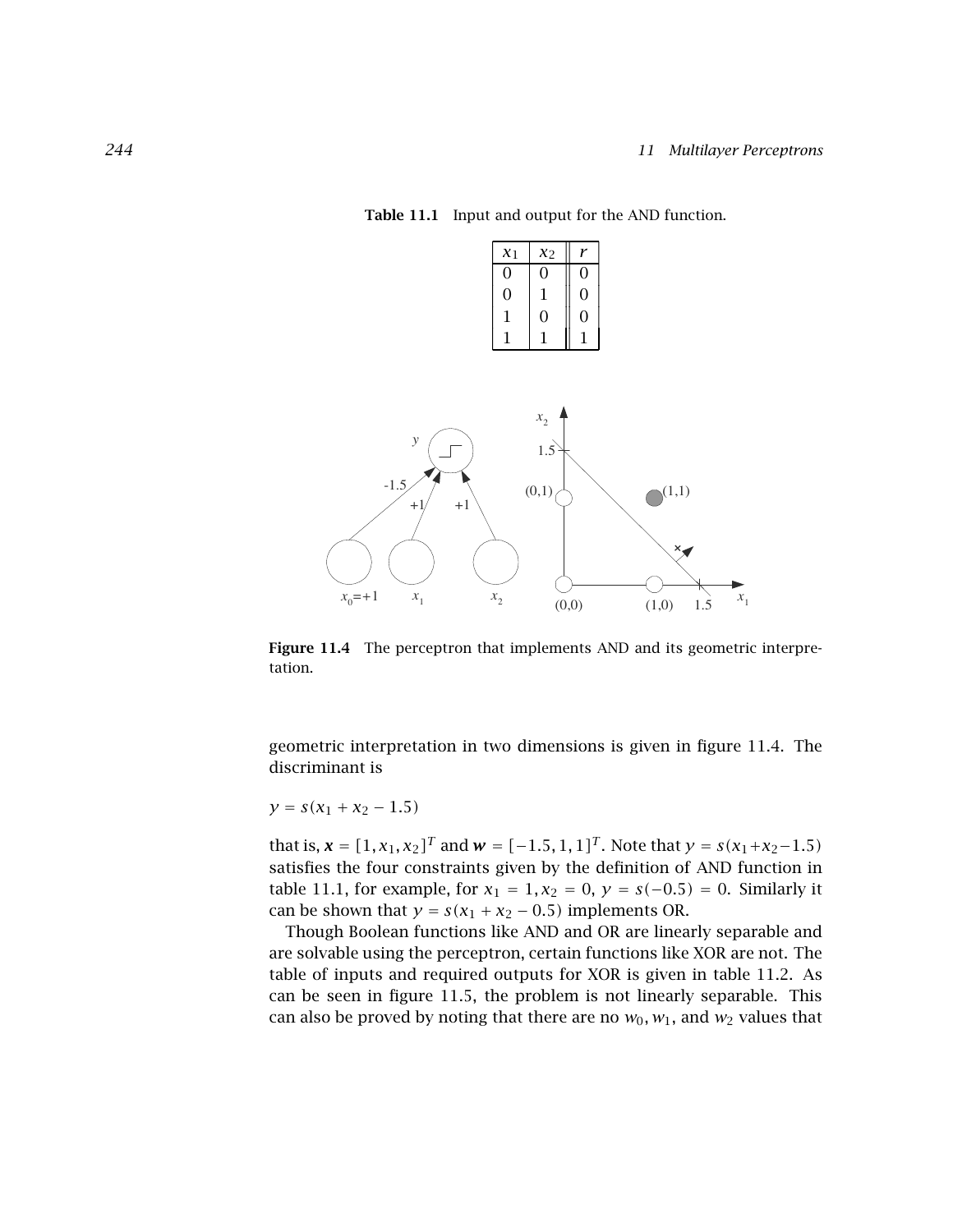**Table 11.1** Input and output for the AND function.

| $x_1$ | $x_2$ | $r$ |
|---|---|---|
| 0 | 0 | 0 |
| 0 | 1 | 0 |
| 1 | 0 | 0 |
| 1 | 1 | 1 |

**Figure 11.4** The perceptron that implements AND and its geometric interpretation.

geometric interpretation in two dimensions is given in figure 11.4. The discriminant is

$$y = s(x_1 + x_2 - 1.5)$$

that is, $\boldsymbol{x} = [1, x_1, x_2]^T$ and $\boldsymbol{w} = [-1.5, 1, 1]^T$. Note that $y = s(x_1 + x_2 - 1.5)$ satisfies the four constraints given by the definition of AND function in table 11.1, for example, for $x_1 = 1, x_2 = 0$, $y = s(-0.5) = 0$. Similarly it can be shown that $y = s(x_1 + x_2 - 0.5)$ implements OR.

Though Boolean functions like AND and OR are linearly separable and are solvable using the perceptron, certain functions like XOR are not. The table of inputs and required outputs for XOR is given in table 11.2. As can be seen in figure 11.5, the problem is not linearly separable. This can also be proved by noting that there are no $w_0$, $w_1$, and $w_2$ values that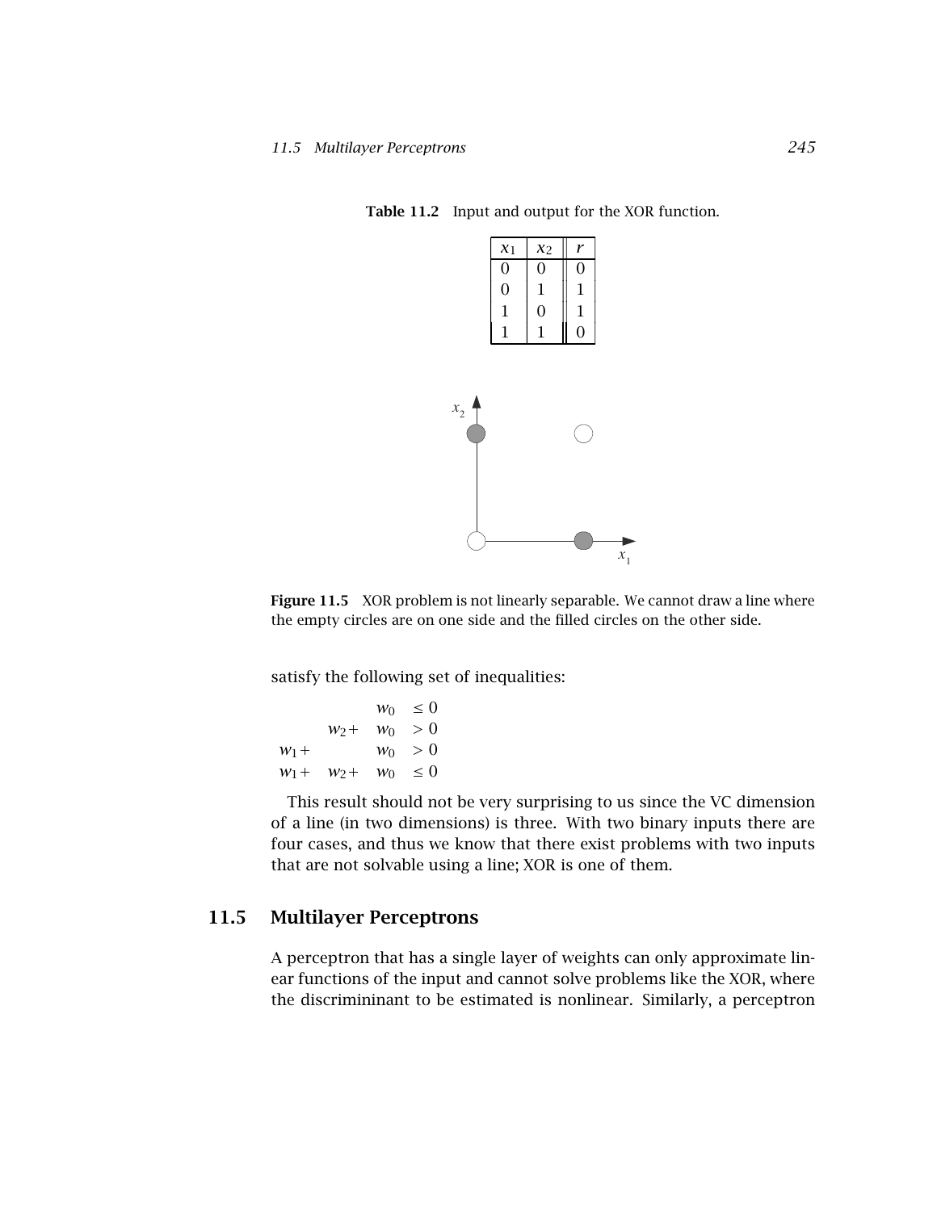**Table 11.2** Input and output for the XOR function.

| $x_1$ | $x_2$ | $r$ |
|---|---|---|
| 0 | 0 | 0 |
| 0 | 1 | 1 |
| 1 | 0 | 1 |
| 1 | 1 | 0 |

**Figure 11.5** XOR problem is not linearly separable. We cannot draw a line where the empty circles are on one side and the filled circles on the other side.

satisfy the following set of inequalities:

$$
\begin{array}{rrrl}
 & & w_0 & \leq 0 \\
 & w_2 + & w_0 & > 0 \\
w_1 + & & w_0 & > 0 \\
w_1 + & w_2 + & w_0 & \leq 0
\end{array}
$$

This result should not be very surprising to us since the VC dimension of a line (in two dimensions) is three. With two binary inputs there are four cases, and thus we know that there exist problems with two inputs that are not solvable using a line; XOR is one of them.

## 11.5 Multilayer Perceptrons

A perceptron that has a single layer of weights can only approximate linear functions of the input and cannot solve problems like the XOR, where the discrimininant to be estimated is nonlinear. Similarly, a perceptron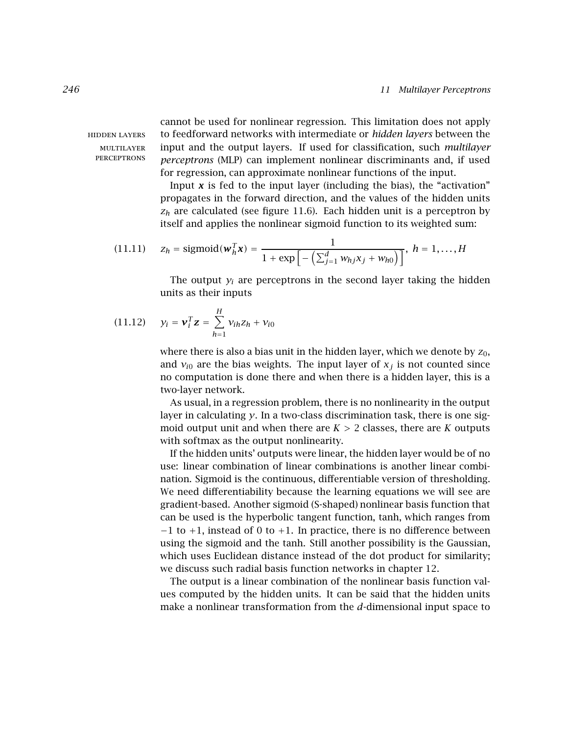cannot be used for nonlinear regression. This limitation does not apply to feedforward networks with intermediate or *hidden layers* between the input and the output layers. If used for classification, such *multilayer perceptrons* (MLP) can implement nonlinear discriminants and, if used for regression, can approximate nonlinear functions of the input.

HIDDEN LAYERS

MULTILAYER PERCEPTRONS

Input $\boldsymbol{x}$ is fed to the input layer (including the bias), the "activation" propagates in the forward direction, and the values of the hidden units $z_h$ are calculated (see figure 11.6). Each hidden unit is a perceptron by itself and applies the nonlinear sigmoid function to its weighted sum:

$$z_h = \text{sigmoid}(\boldsymbol{w}_h^T \boldsymbol{x}) = \frac{1}{1 + \exp\left[-\left(\sum_{j=1}^{d} w_{hj} x_j + w_{h0}\right)\right]}, \ h = 1, \ldots, H \tag{11.11}$$

The output $y_i$ are perceptrons in the second layer taking the hidden units as their inputs

$$y_i = \boldsymbol{v}_i^T \boldsymbol{z} = \sum_{h=1}^{H} v_{ih} z_h + v_{i0} \tag{11.12}$$

where there is also a bias unit in the hidden layer, which we denote by $z_0$, and $v_{i0}$ are the bias weights. The input layer of $x_j$ is not counted since no computation is done there and when there is a hidden layer, this is a two-layer network.

As usual, in a regression problem, there is no nonlinearity in the output layer in calculating $y$. In a two-class discrimination task, there is one sigmoid output unit and when there are $K > 2$ classes, there are $K$ outputs with softmax as the output nonlinearity.

If the hidden units' outputs were linear, the hidden layer would be of no use: linear combination of linear combinations is another linear combination. Sigmoid is the continuous, differentiable version of thresholding. We need differentiability because the learning equations we will see are gradient-based. Another sigmoid (S-shaped) nonlinear basis function that can be used is the hyperbolic tangent function, tanh, which ranges from $-1$ to $+1$, instead of 0 to $+1$. In practice, there is no difference between using the sigmoid and the tanh. Still another possibility is the Gaussian, which uses Euclidean distance instead of the dot product for similarity; we discuss such radial basis function networks in chapter 12.

The output is a linear combination of the nonlinear basis function values computed by the hidden units. It can be said that the hidden units make a nonlinear transformation from the $d$-dimensional input space to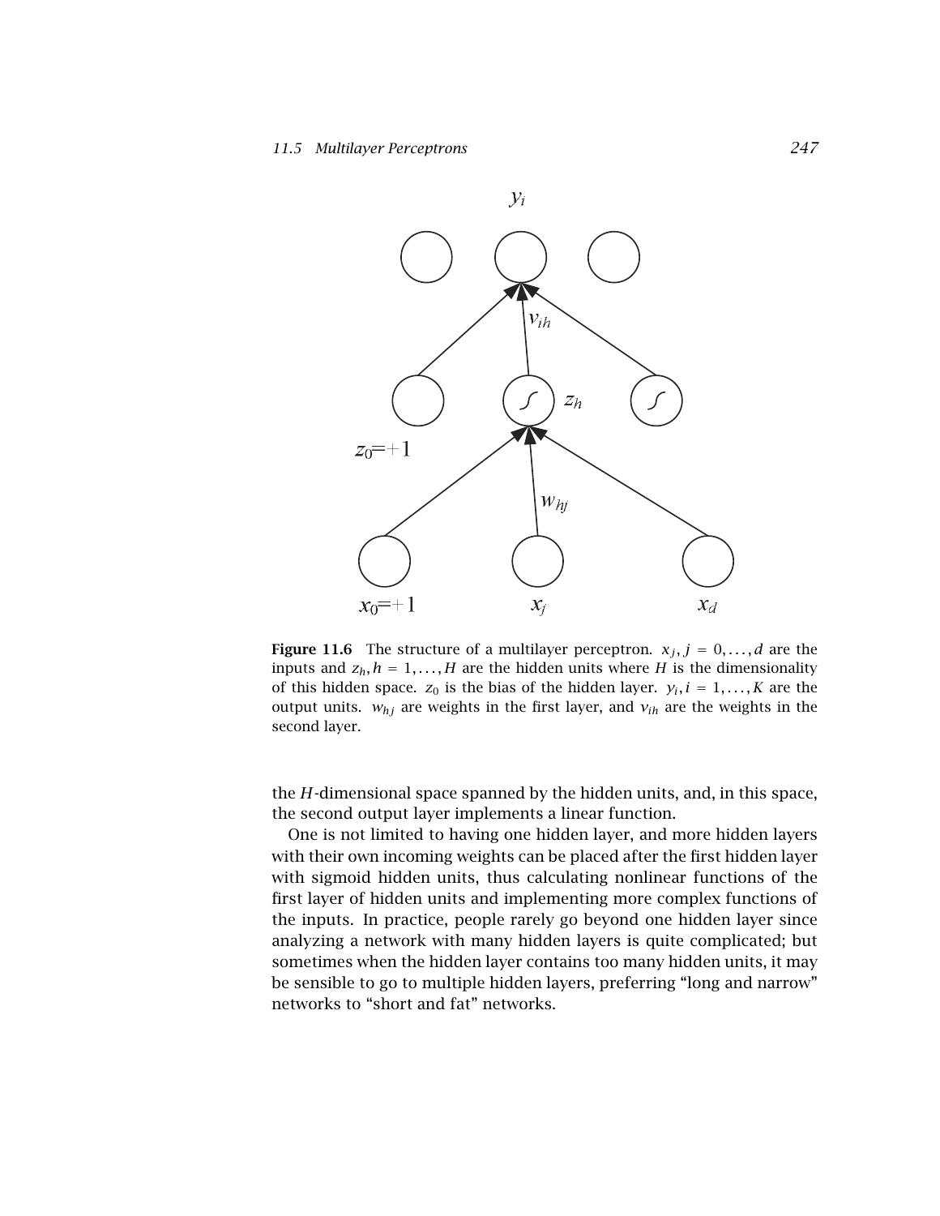**Figure 11.6** The structure of a multilayer perceptron. $x_j, j = 0, \ldots, d$ are the inputs and $z_h, h = 1, \ldots, H$ are the hidden units where $H$ is the dimensionality of this hidden space. $z_0$ is the bias of the hidden layer. $y_i, i = 1, \ldots, K$ are the output units. $w_{hj}$ are weights in the first layer, and $v_{ih}$ are the weights in the second layer.

the $H$-dimensional space spanned by the hidden units, and, in this space, the second output layer implements a linear function.

One is not limited to having one hidden layer, and more hidden layers with their own incoming weights can be placed after the first hidden layer with sigmoid hidden units, thus calculating nonlinear functions of the first layer of hidden units and implementing more complex functions of the inputs. In practice, people rarely go beyond one hidden layer since analyzing a network with many hidden layers is quite complicated; but sometimes when the hidden layer contains too many hidden units, it may be sensible to go to multiple hidden layers, preferring "long and narrow" networks to "short and fat" networks.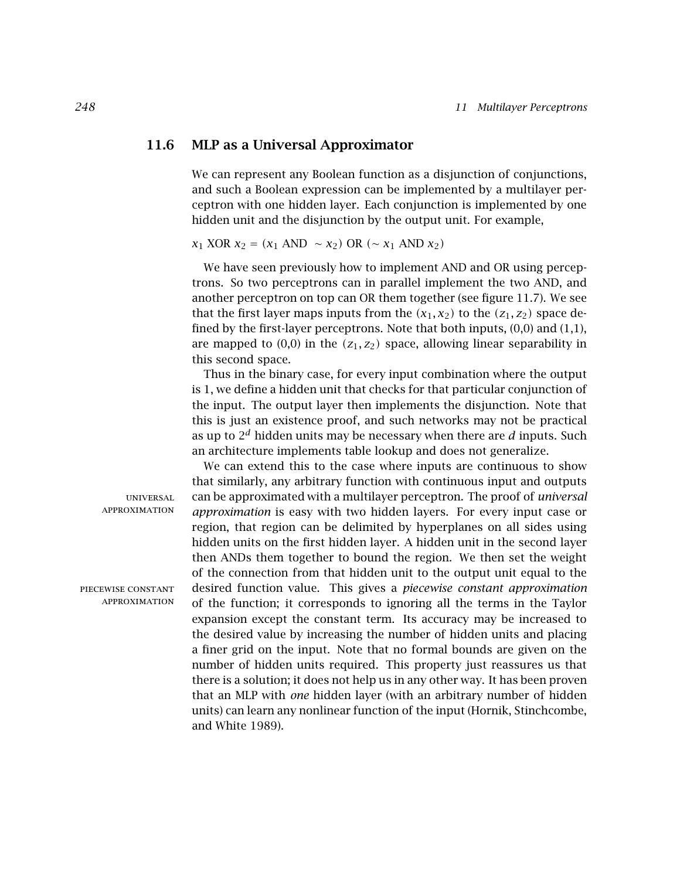## 11.6 MLP as a Universal Approximator

We can represent any Boolean function as a disjunction of conjunctions, and such a Boolean expression can be implemented by a multilayer perceptron with one hidden layer. Each conjunction is implemented by one hidden unit and the disjunction by the output unit. For example,

$$x_1 \text{ XOR } x_2 = (x_1 \text{ AND } \sim x_2) \text{ OR } (\sim x_1 \text{ AND } x_2)$$

We have seen previously how to implement AND and OR using perceptrons. So two perceptrons can in parallel implement the two AND, and another perceptron on top can OR them together (see figure 11.7). We see that the first layer maps inputs from the $(x_1, x_2)$ to the $(z_1, z_2)$ space defined by the first-layer perceptrons. Note that both inputs, (0,0) and (1,1), are mapped to (0,0) in the $(z_1, z_2)$ space, allowing linear separability in this second space.

Thus in the binary case, for every input combination where the output is 1, we define a hidden unit that checks for that particular conjunction of the input. The output layer then implements the disjunction. Note that this is just an existence proof, and such networks may not be practical as up to $2^d$ hidden units may be necessary when there are $d$ inputs. Such an architecture implements table lookup and does not generalize.

We can extend this to the case where inputs are continuous to show that similarly, any arbitrary function with continuous input and outputs can be approximated with a multilayer perceptron. The proof of *universal approximation* is easy with two hidden layers. For every input case or region, that region can be delimited by hyperplanes on all sides using hidden units on the first hidden layer. A hidden unit in the second layer then ANDs them together to bound the region. We then set the weight of the connection from that hidden unit to the output unit equal to the desired function value. This gives a *piecewise constant approximation* of the function; it corresponds to ignoring all the terms in the Taylor expansion except the constant term. Its accuracy may be increased to the desired value by increasing the number of hidden units and placing a finer grid on the input. Note that no formal bounds are given on the number of hidden units required. This property just reassures us that there is a solution; it does not help us in any other way. It has been proven that an MLP with *one* hidden layer (with an arbitrary number of hidden units) can learn any nonlinear function of the input (Hornik, Stinchcombe, and White 1989).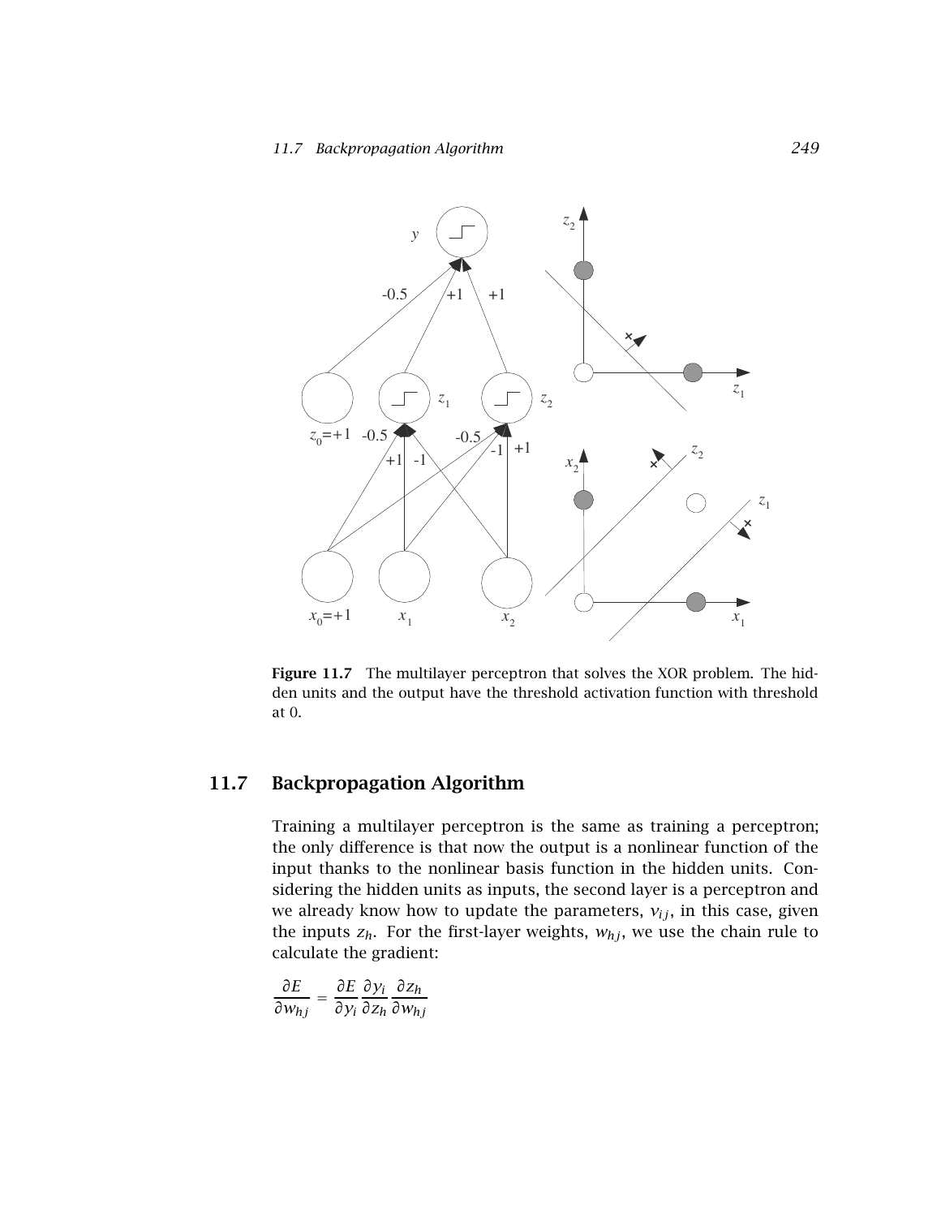**Figure 11.7** The multilayer perceptron that solves the XOR problem. The hidden units and the output have the threshold activation function with threshold at 0.

## 11.7 Backpropagation Algorithm

Training a multilayer perceptron is the same as training a perceptron; the only difference is that now the output is a nonlinear function of the input thanks to the nonlinear basis function in the hidden units. Considering the hidden units as inputs, the second layer is a perceptron and we already know how to update the parameters, $v_{ij}$, in this case, given the inputs $z_h$. For the first-layer weights, $w_{hj}$, we use the chain rule to calculate the gradient:

$$\frac{\partial E}{\partial w_{hj}} = \frac{\partial E}{\partial y_i} \frac{\partial y_i}{\partial z_h} \frac{\partial z_h}{\partial w_{hj}}$$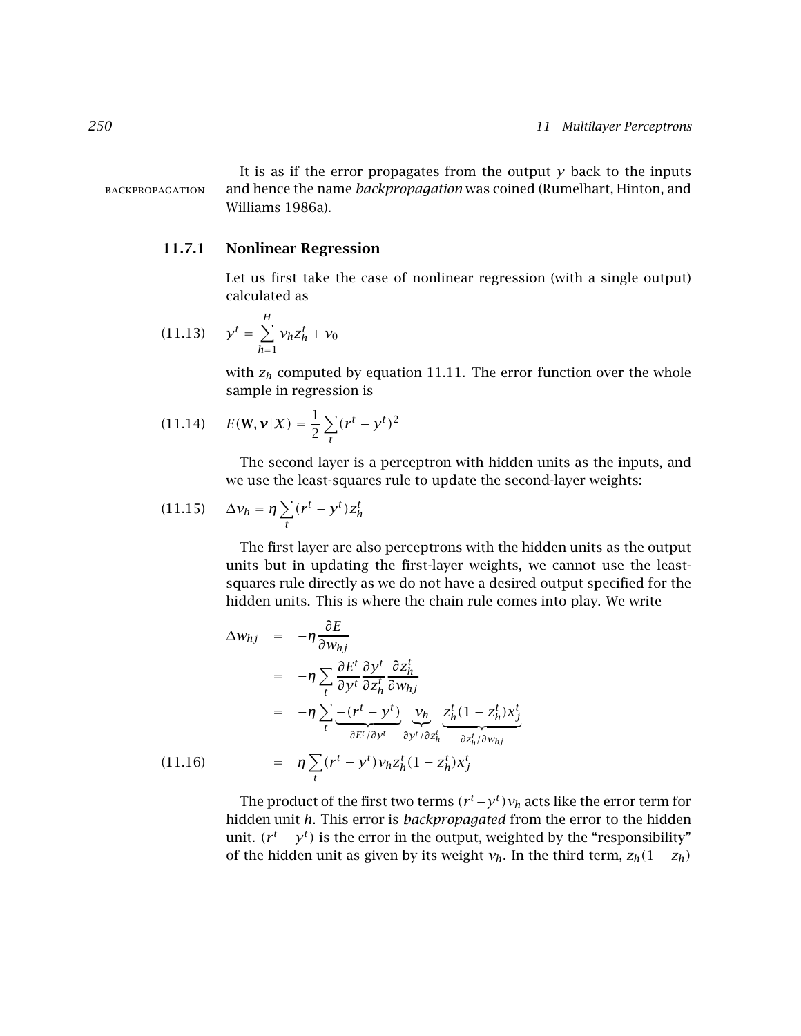It is as if the error propagates from the output $y$ back to the inputs and hence the name *backpropagation* was coined (Rumelhart, Hinton, and Williams 1986a).

BACKPROPAGATION

### 11.7.1 Nonlinear Regression

Let us first take the case of nonlinear regression (with a single output) calculated as

$$y^t = \sum_{h=1}^{H} v_h z_h^t + v_0 \tag{11.13}$$

with $z_h$ computed by equation 11.11. The error function over the whole sample in regression is

$$E(\mathbf{W}, \boldsymbol{v}|\mathcal{X}) = \frac{1}{2}\sum_t (r^t - y^t)^2 \tag{11.14}$$

The second layer is a perceptron with hidden units as the inputs, and we use the least-squares rule to update the second-layer weights:

$$\Delta v_h = \eta \sum_t (r^t - y^t) z_h^t \tag{11.15}$$

The first layer are also perceptrons with the hidden units as the output units but in updating the first-layer weights, we cannot use the least-squares rule directly as we do not have a desired output specified for the hidden units. This is where the chain rule comes into play. We write

$$\begin{aligned}
\Delta w_{hj} &= -\eta \frac{\partial E}{\partial w_{hj}} \\
&= -\eta \sum_t \frac{\partial E^t}{\partial y^t} \frac{\partial y^t}{\partial z_h^t} \frac{\partial z_h^t}{\partial w_{hj}} \\
&= -\eta \sum_t \underbrace{-(r^t - y^t)}_{\partial E^t/\partial y^t} \underbrace{v_h}_{\partial y^t/\partial z_h^t} \underbrace{z_h^t(1 - z_h^t)x_j^t}_{\partial z_h^t/\partial w_{hj}} \\
&= \eta \sum_t (r^t - y^t) v_h z_h^t (1 - z_h^t) x_j^t
\end{aligned} \tag{11.16}$$

The product of the first two terms $(r^t - y^t)v_h$ acts like the error term for hidden unit $h$. This error is *backpropagated* from the error to the hidden unit. $(r^t - y^t)$ is the error in the output, weighted by the "responsibility" of the hidden unit as given by its weight $v_h$. In the third term, $z_h(1 - z_h)$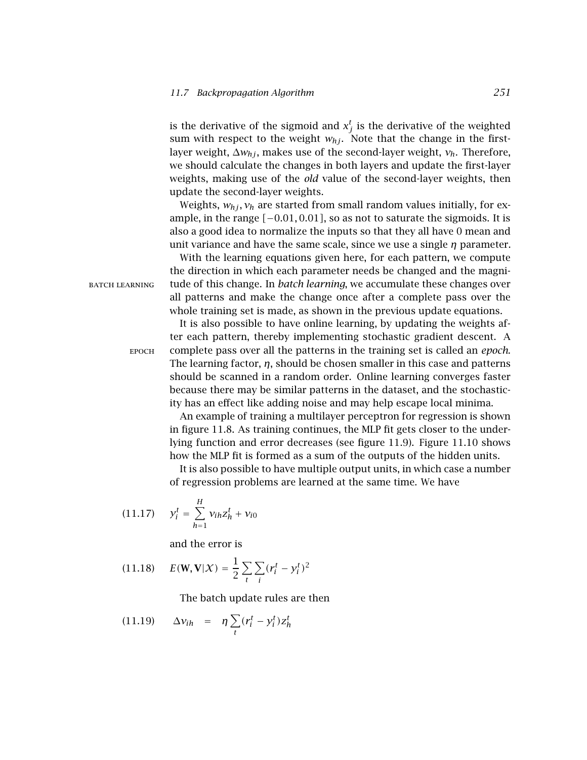is the derivative of the sigmoid and $x_j^t$ is the derivative of the weighted sum with respect to the weight $w_{hj}$. Note that the change in the first-layer weight, $\Delta w_{hj}$, makes use of the second-layer weight, $v_h$. Therefore, we should calculate the changes in both layers and update the first-layer weights, making use of the *old* value of the second-layer weights, then update the second-layer weights.

Weights, $w_{hj}, v_h$ are started from small random values initially, for example, in the range $[-0.01, 0.01]$, so as not to saturate the sigmoids. It is also a good idea to normalize the inputs so that they all have 0 mean and unit variance and have the same scale, since we use a single $\eta$ parameter.

With the learning equations given here, for each pattern, we compute the direction in which each parameter needs be changed and the magnitude of this change. In *batch learning*, we accumulate these changes over all patterns and make the change once after a complete pass over the whole training set is made, as shown in the previous update equations.

BATCH LEARNING

It is also possible to have online learning, by updating the weights after each pattern, thereby implementing stochastic gradient descent. A complete pass over all the patterns in the training set is called an *epoch*. The learning factor, $\eta$, should be chosen smaller in this case and patterns should be scanned in a random order. Online learning converges faster because there may be similar patterns in the dataset, and the stochasticity has an effect like adding noise and may help escape local minima.

EPOCH

An example of training a multilayer perceptron for regression is shown in figure 11.8. As training continues, the MLP fit gets closer to the underlying function and error decreases (see figure 11.9). Figure 11.10 shows how the MLP fit is formed as a sum of the outputs of the hidden units.

It is also possible to have multiple output units, in which case a number of regression problems are learned at the same time. We have

$$y_i^t = \sum_{h=1}^{H} v_{ih} z_h^t + v_{i0} \tag{11.17}$$

and the error is

$$E(\mathbf{W}, \mathbf{V}|\mathcal{X}) = \frac{1}{2}\sum_t \sum_i (r_i^t - y_i^t)^2 \tag{11.18}$$

The batch update rules are then

$$\Delta v_{ih} = \eta \sum_t (r_i^t - y_i^t) z_h^t \tag{11.19}$$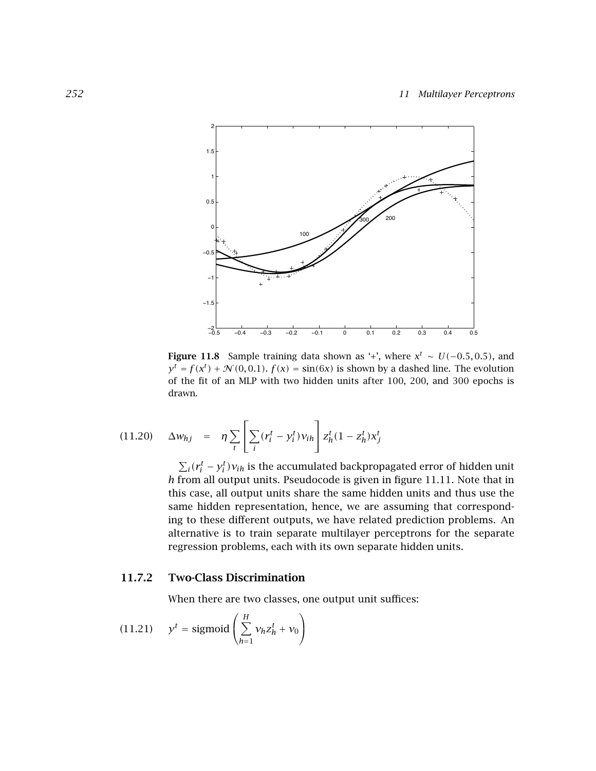**Figure 11.8** Sample training data shown as '+', where $x^t \sim U(-0.5, 0.5)$, and $y^t = f(x^t) + \mathcal{N}(0, 0.1)$. $f(x) = \sin(6x)$ is shown by a dashed line. The evolution of the fit of an MLP with two hidden units after 100, 200, and 300 epochs is drawn.

$$\Delta w_{hj} = \eta \sum_t \left[ \sum_i (r_i^t - y_i^t) v_{ih} \right] z_h^t (1 - z_h^t) x_j^t \tag{11.20}$$

$\sum_i (r_i^t - y_i^t) v_{ih}$ is the accumulated backpropagated error of hidden unit $h$ from all output units. Pseudocode is given in figure 11.11. Note that in this case, all output units share the same hidden units and thus use the same hidden representation, hence, we are assuming that corresponding to these different outputs, we have related prediction problems. An alternative is to train separate multilayer perceptrons for the separate regression problems, each with its own separate hidden units.

### 11.7.2 Two-Class Discrimination

When there are two classes, one output unit suffices:

$$y^t = \text{sigmoid}\left( \sum_{h=1}^{H} v_h z_h^t + v_0 \right) \tag{11.21}$$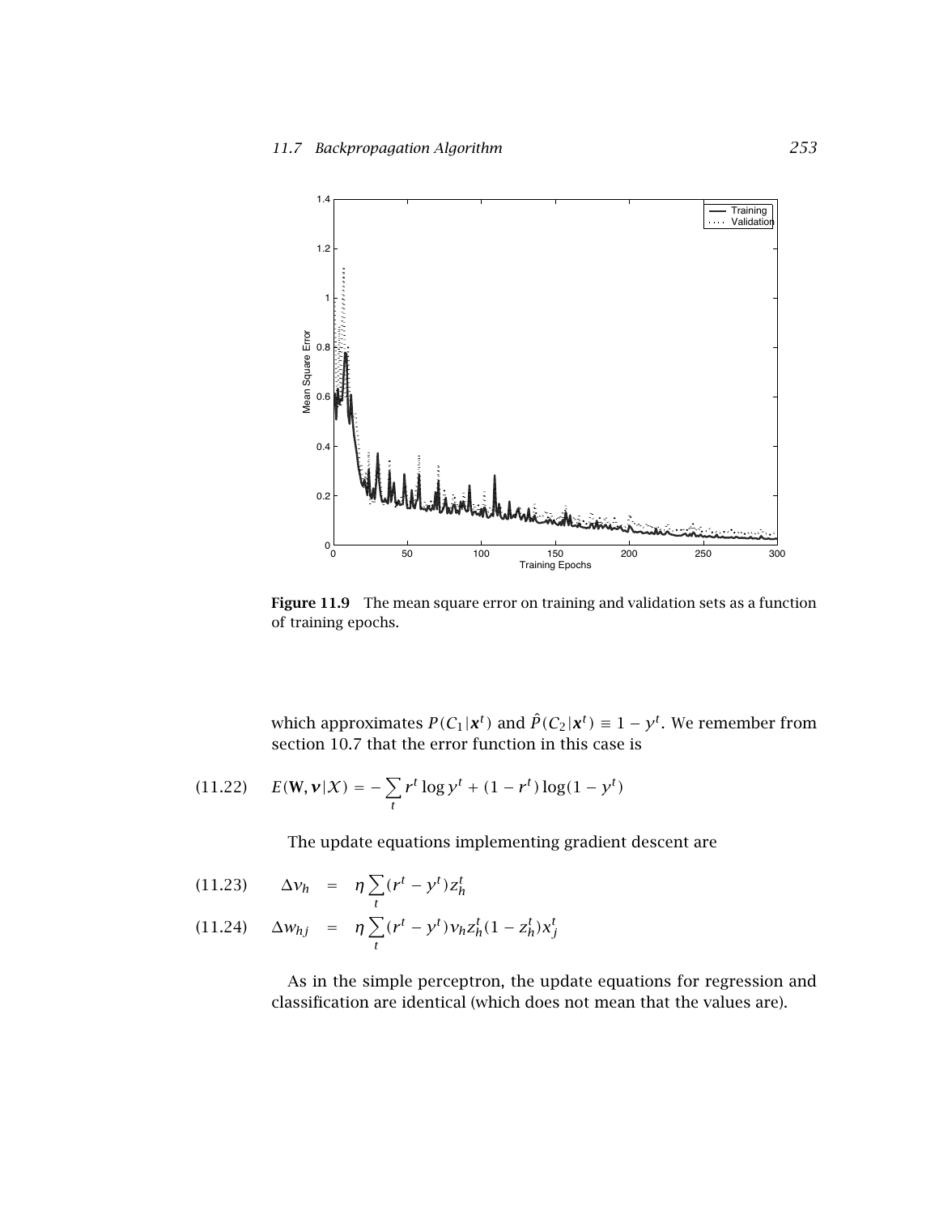**Figure 11.9** The mean square error on training and validation sets as a function of training epochs.

which approximates $P(C_1|\boldsymbol{x}^t)$ and $\hat{P}(C_2|\boldsymbol{x}^t) \equiv 1 - y^t$. We remember from section 10.7 that the error function in this case is

$$E(\mathbf{W}, \boldsymbol{v}|\mathcal{X}) = -\sum_t r^t \log y^t + (1 - r^t)\log(1 - y^t) \tag{11.22}$$

The update equations implementing gradient descent are

$$\Delta v_h = \eta \sum_t (r^t - y^t) z_h^t \tag{11.23}$$

$$\Delta w_{hj} = \eta \sum_t (r^t - y^t) v_h z_h^t (1 - z_h^t) x_j^t \tag{11.24}$$

As in the simple perceptron, the update equations for regression and classification are identical (which does not mean that the values are).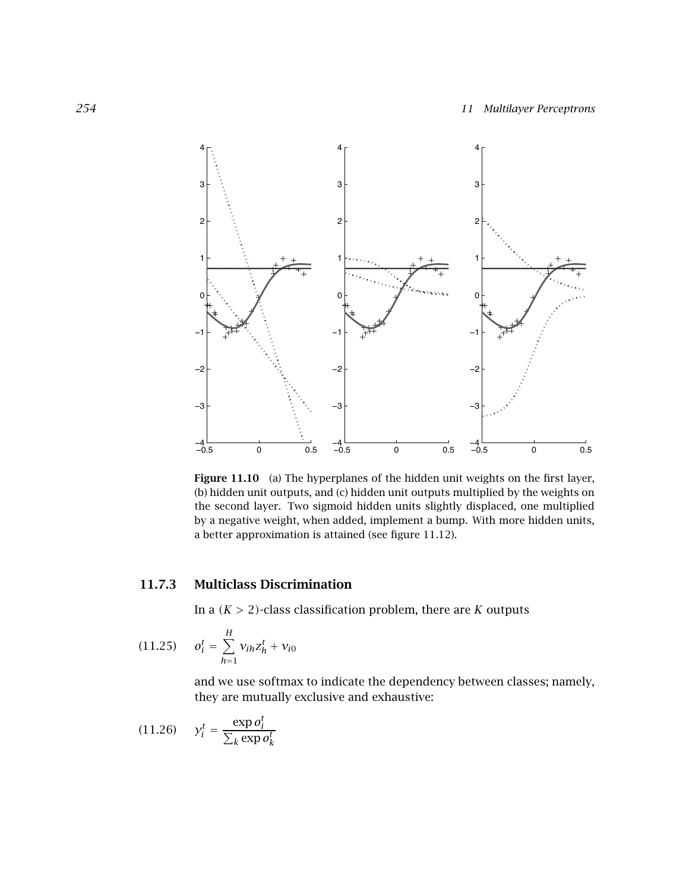**Figure 11.10** (a) The hyperplanes of the hidden unit weights on the first layer, (b) hidden unit outputs, and (c) hidden unit outputs multiplied by the weights on the second layer. Two sigmoid hidden units slightly displaced, one multiplied by a negative weight, when added, implement a bump. With more hidden units, a better approximation is attained (see figure 11.12).

### 11.7.3 Multiclass Discrimination

In a $(K > 2)$-class classification problem, there are $K$ outputs

$$o_i^t = \sum_{h=1}^{H} v_{ih} z_h^t + v_{i0} \tag{11.25}$$

and we use softmax to indicate the dependency between classes; namely, they are mutually exclusive and exhaustive:

$$y_i^t = \frac{\exp o_i^t}{\sum_k \exp o_k^t} \tag{11.26}$$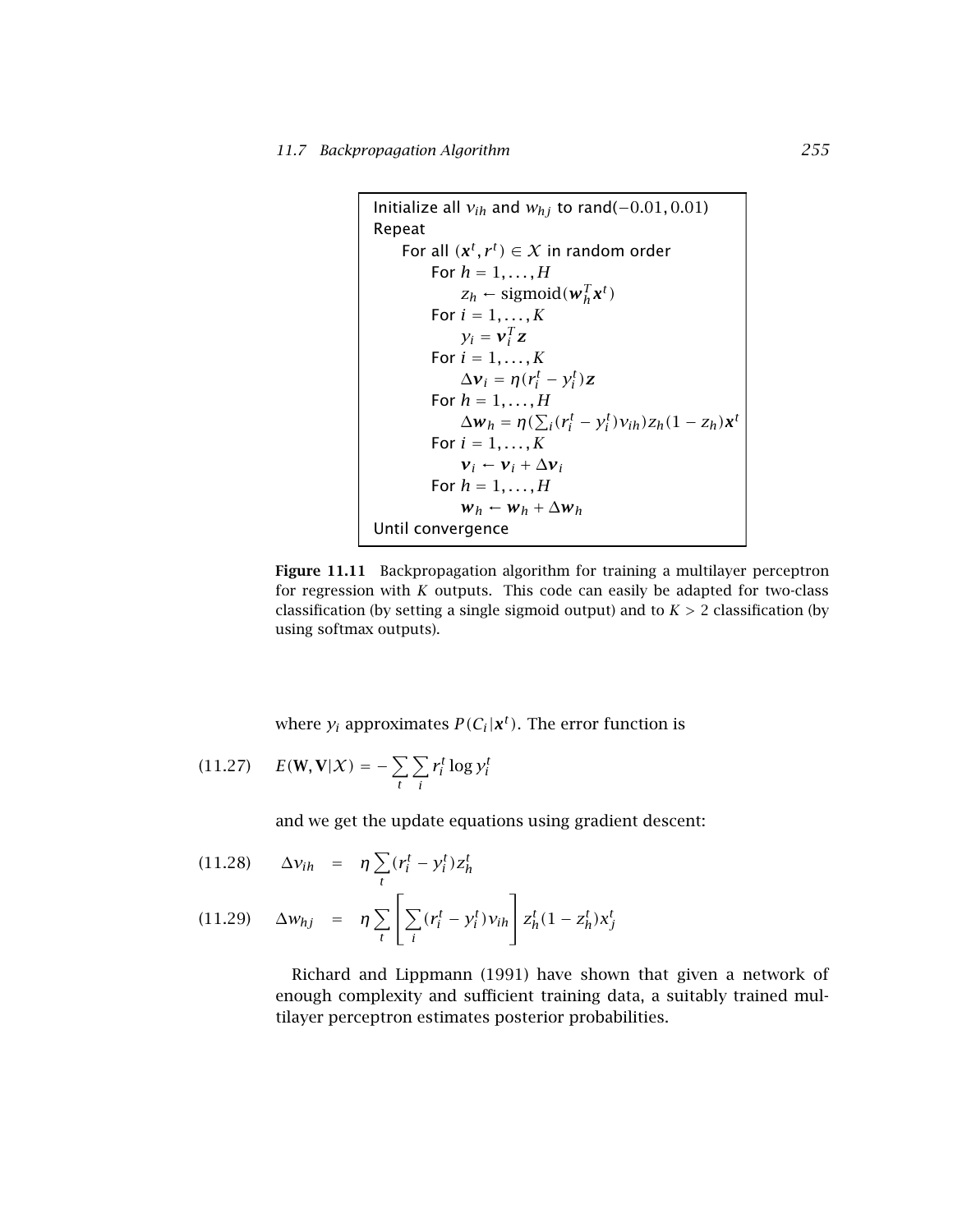```
Initialize all v_ih and w_hj to rand(-0.01, 0.01)
Repeat
    For all (x^t, r^t) ∈ X in random order
        For h = 1, ..., H
            z_h ← sigmoid(w_h^T x^t)
        For i = 1, ..., K
            y_i = v_i^T z
        For i = 1, ..., K
            Δv_i = η(r_i^t - y_i^t) z
        For h = 1, ..., H
            Δw_h = η(Σ_i (r_i^t - y_i^t) v_ih) z_h (1 - z_h) x^t
        For i = 1, ..., K
            v_i ← v_i + Δv_i
        For h = 1, ..., H
            w_h ← w_h + Δw_h
Until convergence
```

**Figure 11.11** Backpropagation algorithm for training a multilayer perceptron for regression with $K$ outputs. This code can easily be adapted for two-class classification (by setting a single sigmoid output) and to $K > 2$ classification (by using softmax outputs).

where $y_i$ approximates $P(C_i|\boldsymbol{x}^t)$. The error function is

$$E(\mathbf{W}, \mathbf{V}|\mathcal{X}) = -\sum_t \sum_i r_i^t \log y_i^t \tag{11.27}$$

and we get the update equations using gradient descent:

$$\Delta v_{ih} = \eta \sum_t (r_i^t - y_i^t) z_h^t \tag{11.28}$$

$$\Delta w_{hj} = \eta \sum_t \left[ \sum_i (r_i^t - y_i^t) v_{ih} \right] z_h^t (1 - z_h^t) x_j^t \tag{11.29}$$

Richard and Lippmann (1991) have shown that given a network of enough complexity and sufficient training data, a suitably trained multilayer perceptron estimates posterior probabilities.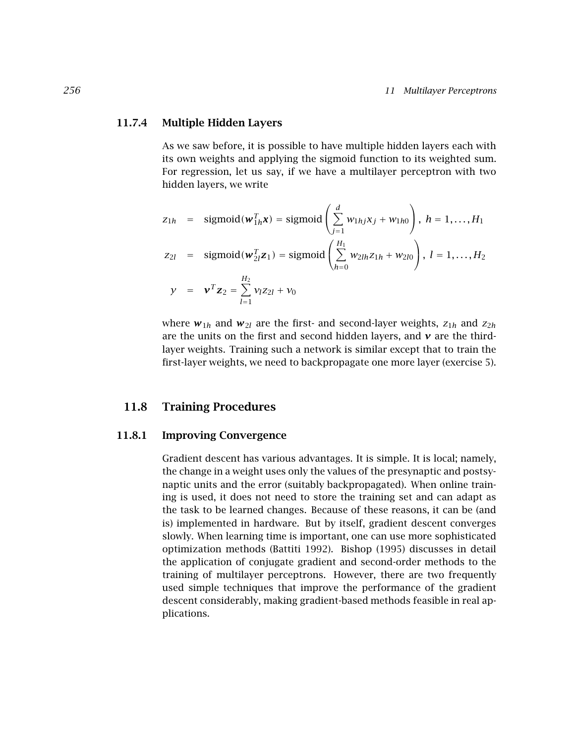### 11.7.4 Multiple Hidden Layers

As we saw before, it is possible to have multiple hidden layers each with its own weights and applying the sigmoid function to its weighted sum. For regression, let us say, if we have a multilayer perceptron with two hidden layers, we write

$$
\begin{aligned}
z_{1h} &= \text{sigmoid}(\boldsymbol{w}_{1h}^T \boldsymbol{x}) = \text{sigmoid}\left(\sum_{j=1}^{d} w_{1hj} x_j + w_{1h0}\right),\ h = 1, \ldots, H_1 \\
z_{2l} &= \text{sigmoid}(\boldsymbol{w}_{2l}^T \boldsymbol{z}_1) = \text{sigmoid}\left(\sum_{h=0}^{H_1} w_{2lh} z_{1h} + w_{2l0}\right),\ l = 1, \ldots, H_2 \\
y &= \boldsymbol{v}^T \boldsymbol{z}_2 = \sum_{l=1}^{H_2} v_l z_{2l} + v_0
\end{aligned}
$$

where $\boldsymbol{w}_{1h}$ and $\boldsymbol{w}_{2l}$ are the first- and second-layer weights, $z_{1h}$ and $z_{2h}$ are the units on the first and second hidden layers, and $\boldsymbol{v}$ are the third-layer weights. Training such a network is similar except that to train the first-layer weights, we need to backpropagate one more layer (exercise 5).

## 11.8 Training Procedures

### 11.8.1 Improving Convergence

Gradient descent has various advantages. It is simple. It is local; namely, the change in a weight uses only the values of the presynaptic and postsynaptic units and the error (suitably backpropagated). When online training is used, it does not need to store the training set and can adapt as the task to be learned changes. Because of these reasons, it can be (and is) implemented in hardware. But by itself, gradient descent converges slowly. When learning time is important, one can use more sophisticated optimization methods (Battiti 1992). Bishop (1995) discusses in detail the application of conjugate gradient and second-order methods to the training of multilayer perceptrons. However, there are two frequently used simple techniques that improve the performance of the gradient descent considerably, making gradient-based methods feasible in real applications.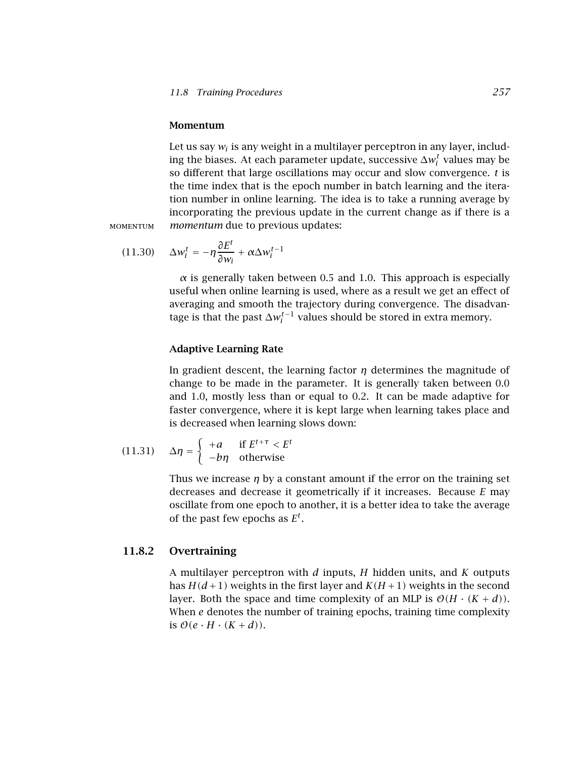### Momentum

Let us say $w_i$ is any weight in a multilayer perceptron in any layer, including the biases. At each parameter update, successive $\Delta w_i^t$ values may be so different that large oscillations may occur and slow convergence. $t$ is the time index that is the epoch number in batch learning and the iteration number in online learning. The idea is to take a running average by incorporating the previous update in the current change as if there is a *momentum* due to previous updates:

$$\Delta w_i^t = -\eta \frac{\partial E^t}{\partial w_i} + \alpha \Delta w_i^{t-1} \tag{11.30}$$

$\alpha$ is generally taken between 0.5 and 1.0. This approach is especially useful when online learning is used, where as a result we get an effect of averaging and smooth the trajectory during convergence. The disadvantage is that the past $\Delta w_i^{t-1}$ values should be stored in extra memory.

### Adaptive Learning Rate

In gradient descent, the learning factor $\eta$ determines the magnitude of change to be made in the parameter. It is generally taken between 0.0 and 1.0, mostly less than or equal to 0.2. It can be made adaptive for faster convergence, where it is kept large when learning takes place and is decreased when learning slows down:

$$\Delta \eta = \begin{cases} +a & \text{if } E^{t+\tau} < E^t \\ -b\eta & \text{otherwise} \end{cases} \tag{11.31}$$

Thus we increase $\eta$ by a constant amount if the error on the training set decreases and decrease it geometrically if it increases. Because $E$ may oscillate from one epoch to another, it is a better idea to take the average of the past few epochs as $E^t$.

## 11.8.2 Overtraining

A multilayer perceptron with $d$ inputs, $H$ hidden units, and $K$ outputs has $H(d+1)$ weights in the first layer and $K(H+1)$ weights in the second layer. Both the space and time complexity of an MLP is $\mathcal{O}(H \cdot (K+d))$. When $e$ denotes the number of training epochs, training time complexity is $\mathcal{O}(e \cdot H \cdot (K+d))$.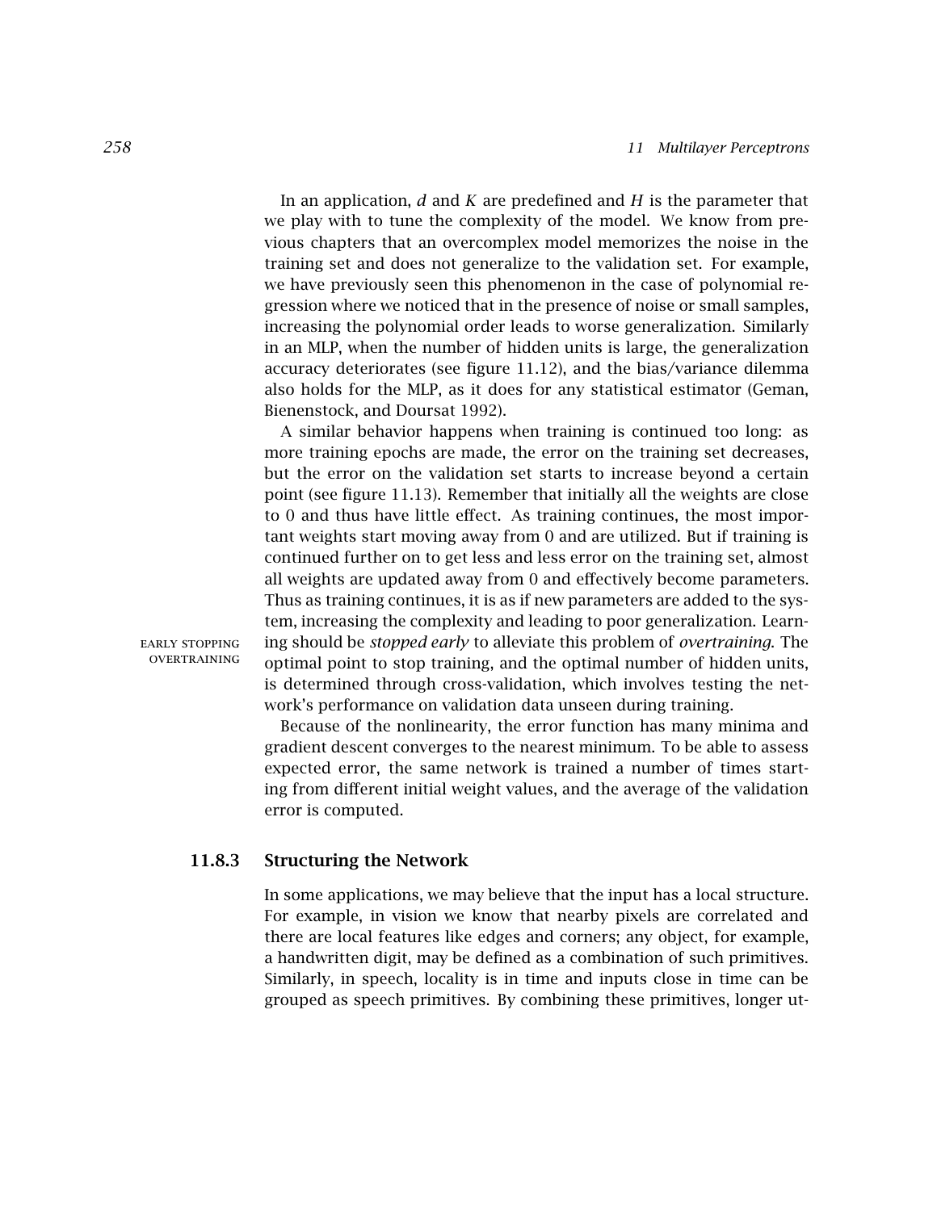In an application, $d$ and $K$ are predefined and $H$ is the parameter that we play with to tune the complexity of the model. We know from previous chapters that an overcomplex model memorizes the noise in the training set and does not generalize to the validation set. For example, we have previously seen this phenomenon in the case of polynomial regression where we noticed that in the presence of noise or small samples, increasing the polynomial order leads to worse generalization. Similarly in an MLP, when the number of hidden units is large, the generalization accuracy deteriorates (see figure 11.12), and the bias/variance dilemma also holds for the MLP, as it does for any statistical estimator (Geman, Bienenstock, and Doursat 1992).

A similar behavior happens when training is continued too long: as more training epochs are made, the error on the training set decreases, but the error on the validation set starts to increase beyond a certain point (see figure 11.13). Remember that initially all the weights are close to 0 and thus have little effect. As training continues, the most important weights start moving away from 0 and are utilized. But if training is continued further on to get less and less error on the training set, almost all weights are updated away from 0 and effectively become parameters. Thus as training continues, it is as if new parameters are added to the system, increasing the complexity and leading to poor generalization. Learning should be *stopped early* to alleviate this problem of *overtraining*. The optimal point to stop training, and the optimal number of hidden units, is determined through cross-validation, which involves testing the network's performance on validation data unseen during training.

EARLY STOPPING
OVERTRAINING

Because of the nonlinearity, the error function has many minima and gradient descent converges to the nearest minimum. To be able to assess expected error, the same network is trained a number of times starting from different initial weight values, and the average of the validation error is computed.

### 11.8.3 Structuring the Network

In some applications, we may believe that the input has a local structure. For example, in vision we know that nearby pixels are correlated and there are local features like edges and corners; any object, for example, a handwritten digit, may be defined as a combination of such primitives. Similarly, in speech, locality is in time and inputs close in time can be grouped as speech primitives. By combining these primitives, longer ut-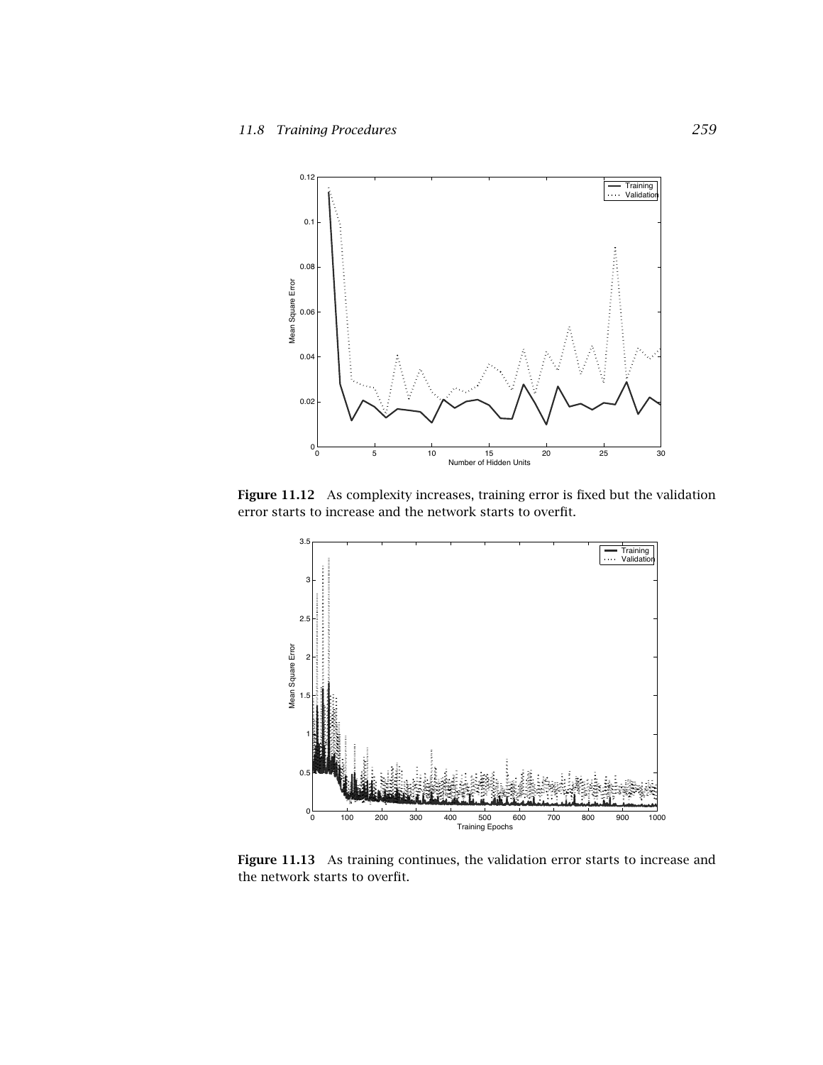Figure 11.12 As complexity increases, training error is fixed but the validation error starts to increase and the network starts to overfit.

Figure 11.13 As training continues, the validation error starts to increase and the network starts to overfit.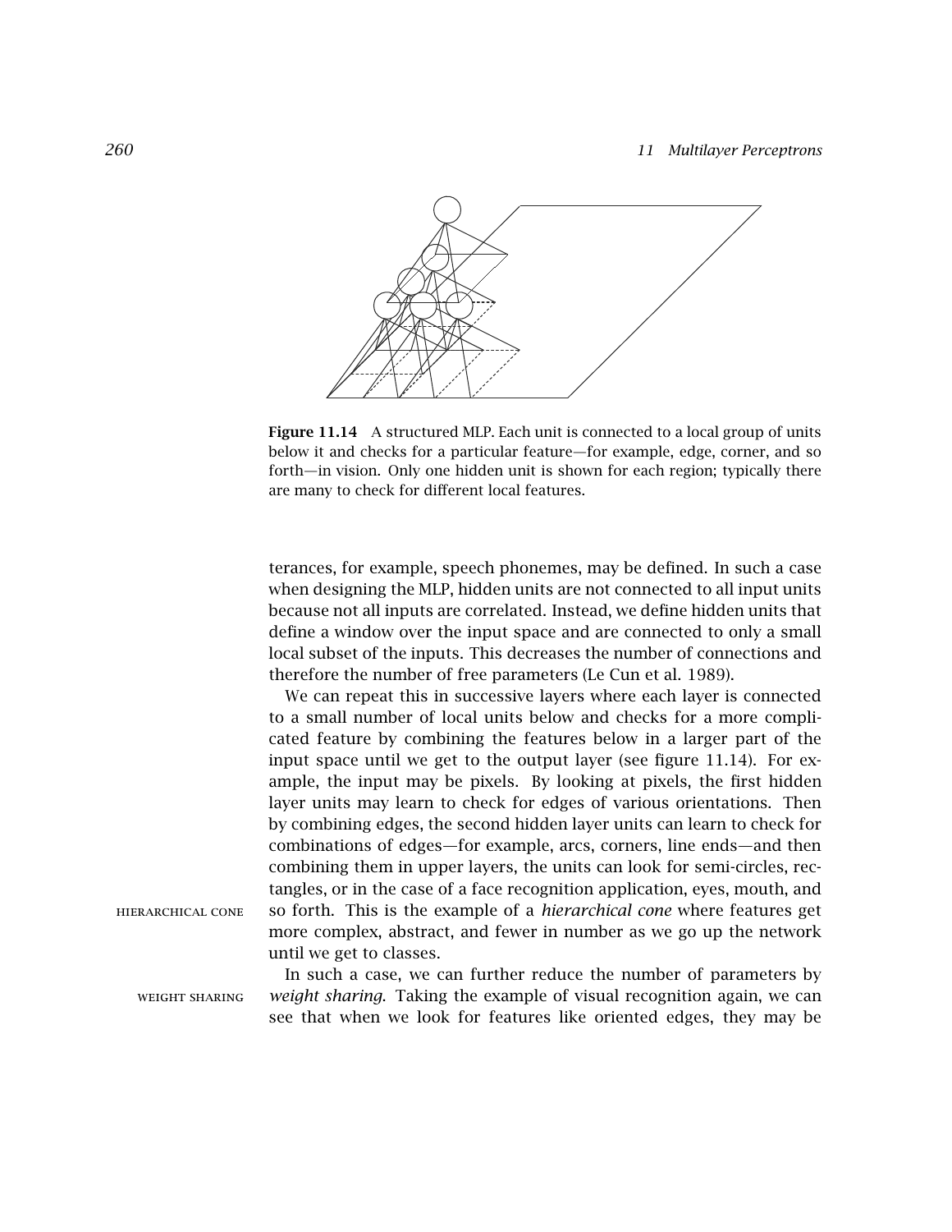**Figure 11.14** A structured MLP. Each unit is connected to a local group of units below it and checks for a particular feature—for example, edge, corner, and so forth—in vision. Only one hidden unit is shown for each region; typically there are many to check for different local features.

terances, for example, speech phonemes, may be defined. In such a case when designing the MLP, hidden units are not connected to all input units because not all inputs are correlated. Instead, we define hidden units that define a window over the input space and are connected to only a small local subset of the inputs. This decreases the number of connections and therefore the number of free parameters (Le Cun et al. 1989).

We can repeat this in successive layers where each layer is connected to a small number of local units below and checks for a more complicated feature by combining the features below in a larger part of the input space until we get to the output layer (see figure 11.14). For example, the input may be pixels. By looking at pixels, the first hidden layer units may learn to check for edges of various orientations. Then by combining edges, the second hidden layer units can learn to check for combinations of edges—for example, arcs, corners, line ends—and then combining them in upper layers, the units can look for semi-circles, rectangles, or in the case of a face recognition application, eyes, mouth, and so forth. This is the example of a *hierarchical cone* where features get more complex, abstract, and fewer in number as we go up the network until we get to classes.

HIERARCHICAL CONE

In such a case, we can further reduce the number of parameters by *weight sharing*. Taking the example of visual recognition again, we can see that when we look for features like oriented edges, they may be

WEIGHT SHARING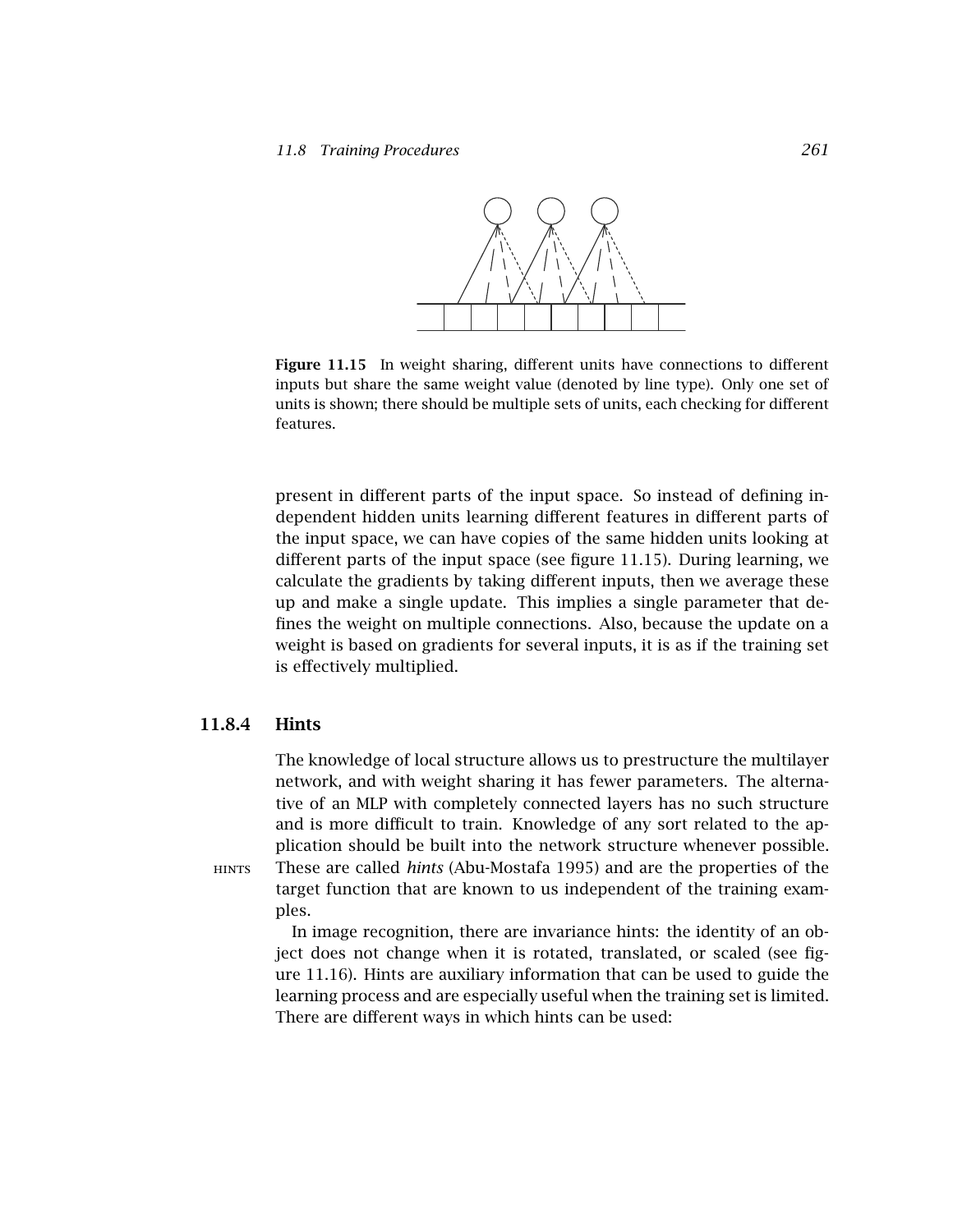**Figure 11.15** In weight sharing, different units have connections to different inputs but share the same weight value (denoted by line type). Only one set of units is shown; there should be multiple sets of units, each checking for different features.

present in different parts of the input space. So instead of defining independent hidden units learning different features in different parts of the input space, we can have copies of the same hidden units looking at different parts of the input space (see figure 11.15). During learning, we calculate the gradients by taking different inputs, then we average these up and make a single update. This implies a single parameter that defines the weight on multiple connections. Also, because the update on a weight is based on gradients for several inputs, it is as if the training set is effectively multiplied.

### 11.8.4 Hints

The knowledge of local structure allows us to prestructure the multilayer network, and with weight sharing it has fewer parameters. The alternative of an MLP with completely connected layers has no such structure and is more difficult to train. Knowledge of any sort related to the application should be built into the network structure whenever possible. These are called *hints* (Abu-Mostafa 1995) and are the properties of the target function that are known to us independent of the training examples.

In image recognition, there are invariance hints: the identity of an object does not change when it is rotated, translated, or scaled (see figure 11.16). Hints are auxiliary information that can be used to guide the learning process and are especially useful when the training set is limited. There are different ways in which hints can be used: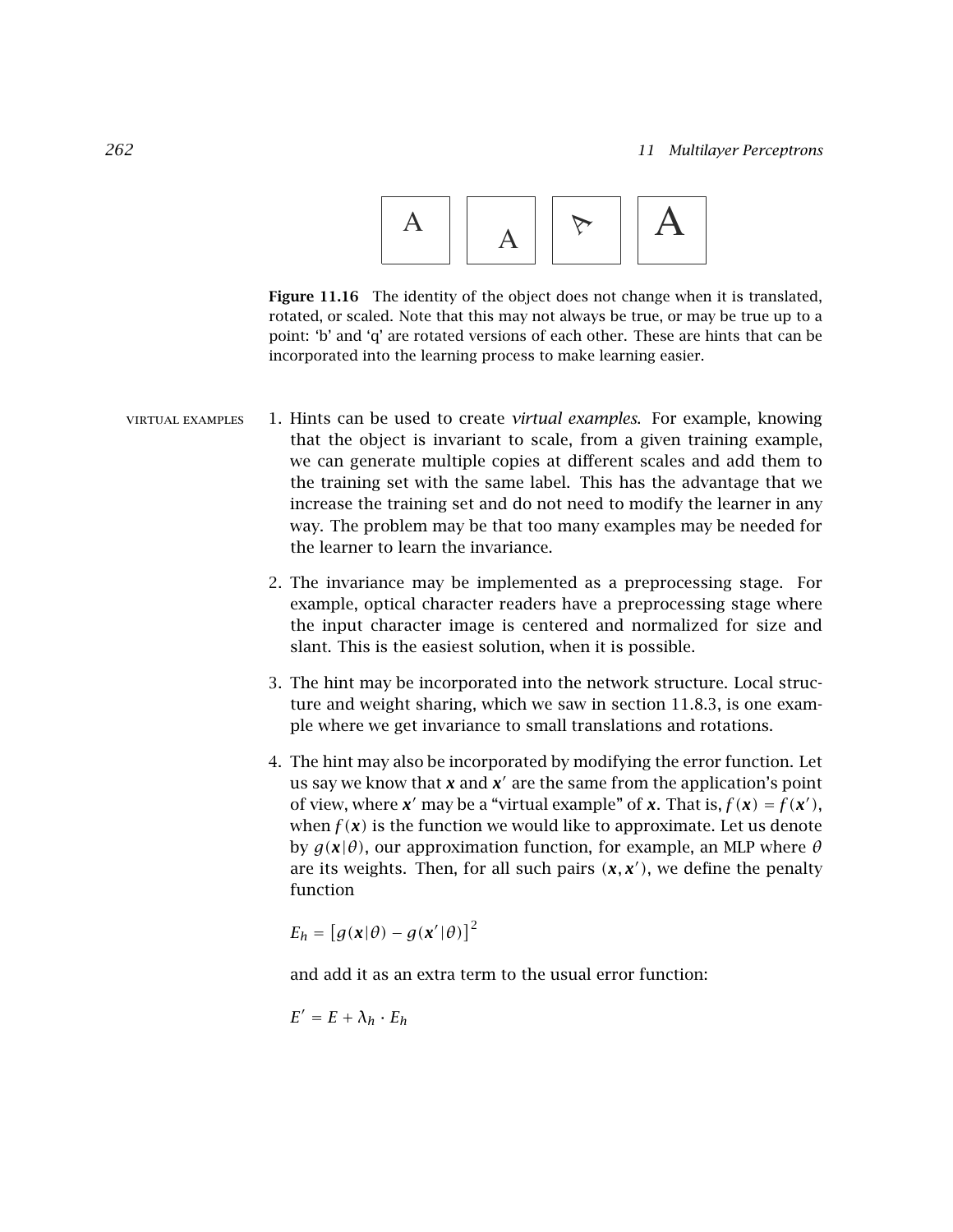**Figure 11.16** The identity of the object does not change when it is translated, rotated, or scaled. Note that this may not always be true, or may be true up to a point: 'b' and 'q' are rotated versions of each other. These are hints that can be incorporated into the learning process to make learning easier.

VIRTUAL EXAMPLES

1. Hints can be used to create *virtual examples*. For example, knowing that the object is invariant to scale, from a given training example, we can generate multiple copies at different scales and add them to the training set with the same label. This has the advantage that we increase the training set and do not need to modify the learner in any way. The problem may be that too many examples may be needed for the learner to learn the invariance.

2. The invariance may be implemented as a preprocessing stage. For example, optical character readers have a preprocessing stage where the input character image is centered and normalized for size and slant. This is the easiest solution, when it is possible.

3. The hint may be incorporated into the network structure. Local structure and weight sharing, which we saw in section 11.8.3, is one example where we get invariance to small translations and rotations.

4. The hint may also be incorporated by modifying the error function. Let us say we know that $\boldsymbol{x}$ and $\boldsymbol{x}'$ are the same from the application's point of view, where $\boldsymbol{x}'$ may be a "virtual example" of $\boldsymbol{x}$. That is, $f(\boldsymbol{x}) = f(\boldsymbol{x}')$, when $f(\boldsymbol{x})$ is the function we would like to approximate. Let us denote by $g(\boldsymbol{x}|\theta)$, our approximation function, for example, an MLP where $\theta$ are its weights. Then, for all such pairs $(\boldsymbol{x}, \boldsymbol{x}')$, we define the penalty function

   $$E_h = \left[g(\boldsymbol{x}|\theta) - g(\boldsymbol{x}'|\theta)\right]^2$$

   and add it as an extra term to the usual error function:

   $$E' = E + \lambda_h \cdot E_h$$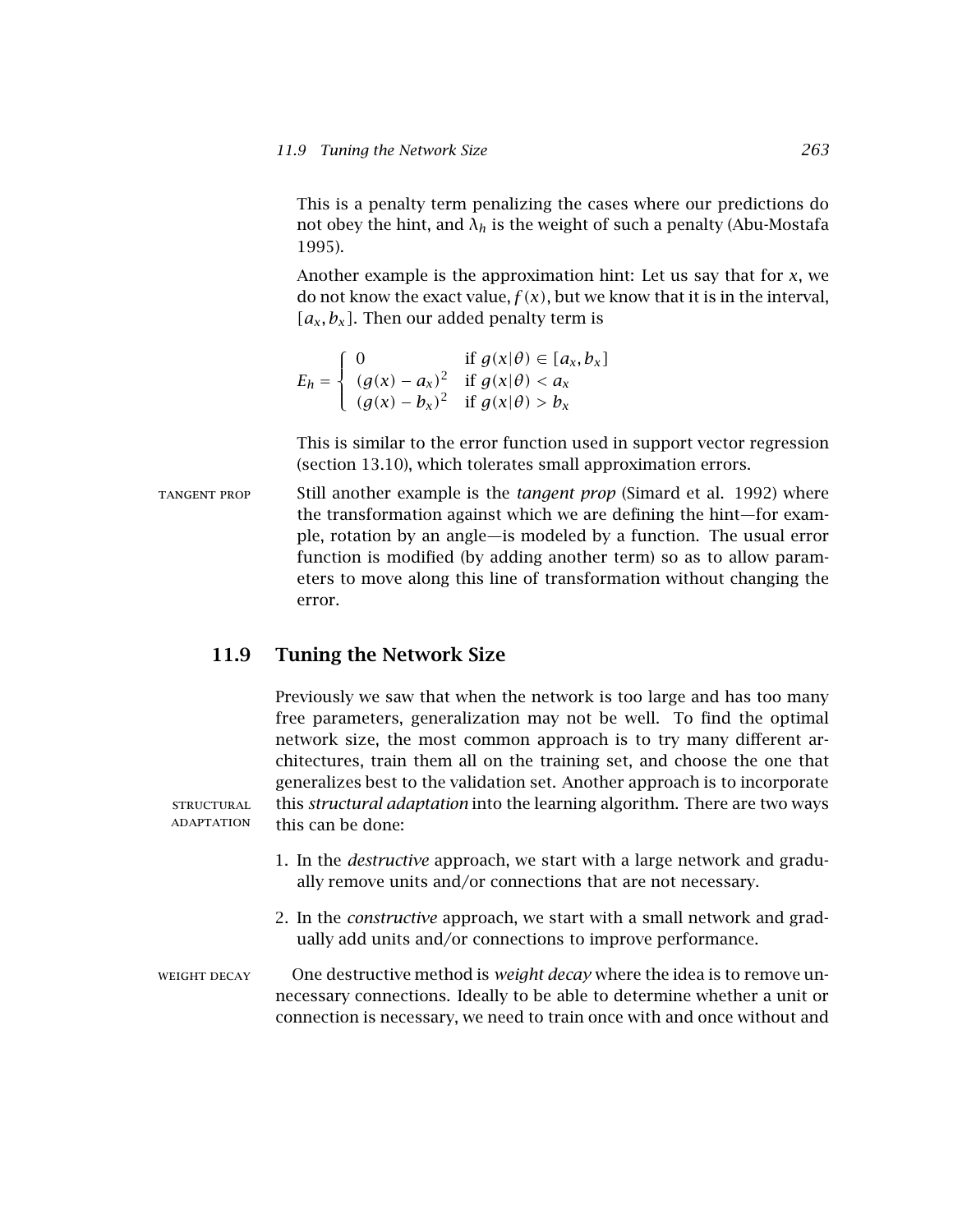This is a penalty term penalizing the cases where our predictions do not obey the hint, and $\lambda_h$ is the weight of such a penalty (Abu-Mostafa 1995).

Another example is the approximation hint: Let us say that for $x$, we do not know the exact value, $f(x)$, but we know that it is in the interval, $[a_x, b_x]$. Then our added penalty term is

$$E_h = \begin{cases} 0 & \text{if } g(x|\theta) \in [a_x, b_x] \\ (g(x) - a_x)^2 & \text{if } g(x|\theta) < a_x \\ (g(x) - b_x)^2 & \text{if } g(x|\theta) > b_x \end{cases}$$

This is similar to the error function used in support vector regression (section 13.10), which tolerates small approximation errors.

TANGENT PROP

Still another example is the *tangent prop* (Simard et al. 1992) where the transformation against which we are defining the hint—for example, rotation by an angle—is modeled by a function. The usual error function is modified (by adding another term) so as to allow parameters to move along this line of transformation without changing the error.

## 11.9 Tuning the Network Size

Previously we saw that when the network is too large and has too many free parameters, generalization may not be well. To find the optimal network size, the most common approach is to try many different architectures, train them all on the training set, and choose the one that generalizes best to the validation set. Another approach is to incorporate this *structural adaptation* into the learning algorithm. There are two ways this can be done:

STRUCTURAL ADAPTATION

1. In the *destructive* approach, we start with a large network and gradually remove units and/or connections that are not necessary.
2. In the *constructive* approach, we start with a small network and gradually add units and/or connections to improve performance.

WEIGHT DECAY

One destructive method is *weight decay* where the idea is to remove unnecessary connections. Ideally to be able to determine whether a unit or connection is necessary, we need to train once with and once without and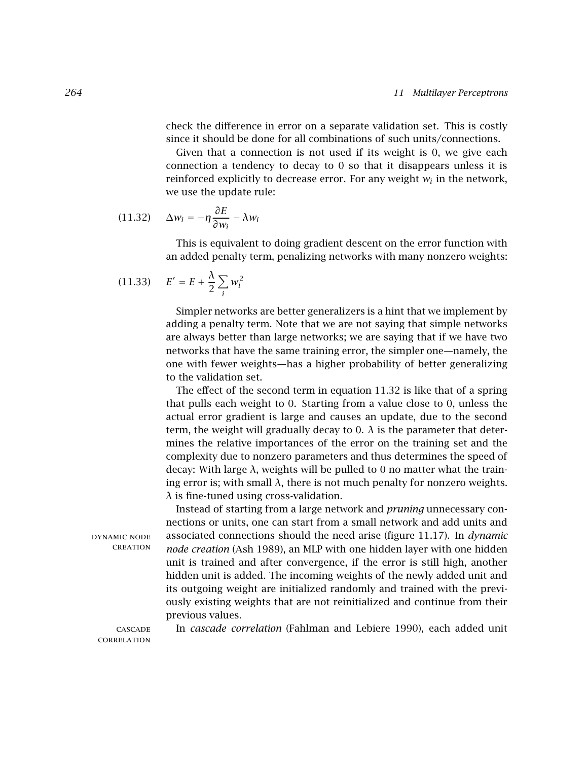check the difference in error on a separate validation set. This is costly since it should be done for all combinations of such units/connections.

Given that a connection is not used if its weight is 0, we give each connection a tendency to decay to 0 so that it disappears unless it is reinforced explicitly to decrease error. For any weight $w_i$ in the network, we use the update rule:

$$\Delta w_i = -\eta \frac{\partial E}{\partial w_i} - \lambda w_i \tag{11.32}$$

This is equivalent to doing gradient descent on the error function with an added penalty term, penalizing networks with many nonzero weights:

$$E' = E + \frac{\lambda}{2} \sum_i w_i^2 \tag{11.33}$$

Simpler networks are better generalizers is a hint that we implement by adding a penalty term. Note that we are not saying that simple networks are always better than large networks; we are saying that if we have two networks that have the same training error, the simpler one—namely, the one with fewer weights—has a higher probability of better generalizing to the validation set.

The effect of the second term in equation 11.32 is like that of a spring that pulls each weight to 0. Starting from a value close to 0, unless the actual error gradient is large and causes an update, due to the second term, the weight will gradually decay to 0. $\lambda$ is the parameter that determines the relative importances of the error on the training set and the complexity due to nonzero parameters and thus determines the speed of decay: With large $\lambda$, weights will be pulled to 0 no matter what the training error is; with small $\lambda$, there is not much penalty for nonzero weights. $\lambda$ is fine-tuned using cross-validation.

DYNAMIC NODE CREATION

Instead of starting from a large network and *pruning* unnecessary connections or units, one can start from a small network and add units and associated connections should the need arise (figure 11.17). In *dynamic node creation* (Ash 1989), an MLP with one hidden layer with one hidden unit is trained and after convergence, if the error is still high, another hidden unit is added. The incoming weights of the newly added unit and its outgoing weight are initialized randomly and trained with the previously existing weights that are not reinitialized and continue from their previous values.

CASCADE CORRELATION

In *cascade correlation* (Fahlman and Lebiere 1990), each added unit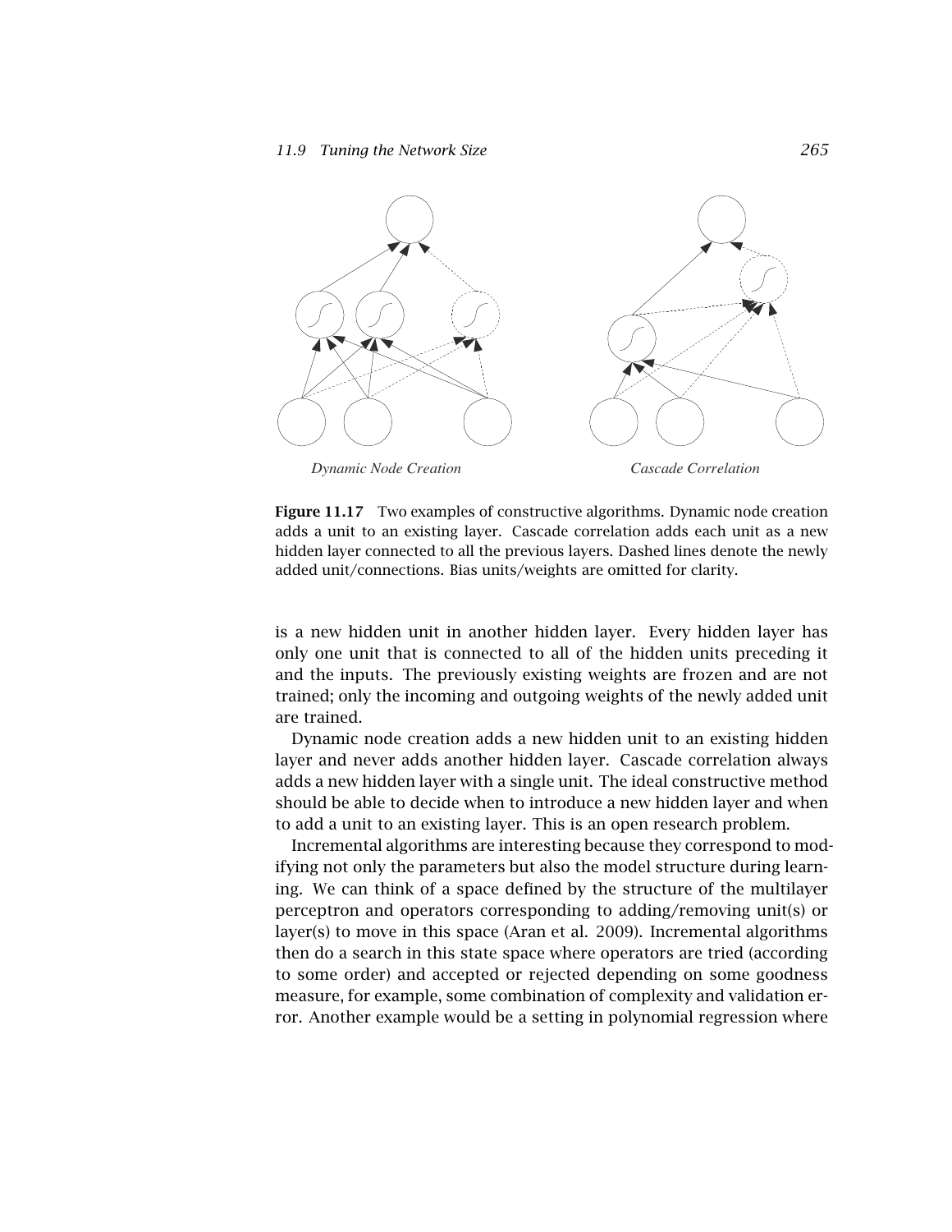*Dynamic Node Creation* *Cascade Correlation*

**Figure 11.17** Two examples of constructive algorithms. Dynamic node creation adds a unit to an existing layer. Cascade correlation adds each unit as a new hidden layer connected to all the previous layers. Dashed lines denote the newly added unit/connections. Bias units/weights are omitted for clarity.

is a new hidden unit in another hidden layer. Every hidden layer has only one unit that is connected to all of the hidden units preceding it and the inputs. The previously existing weights are frozen and are not trained; only the incoming and outgoing weights of the newly added unit are trained.

Dynamic node creation adds a new hidden unit to an existing hidden layer and never adds another hidden layer. Cascade correlation always adds a new hidden layer with a single unit. The ideal constructive method should be able to decide when to introduce a new hidden layer and when to add a unit to an existing layer. This is an open research problem.

Incremental algorithms are interesting because they correspond to modifying not only the parameters but also the model structure during learning. We can think of a space defined by the structure of the multilayer perceptron and operators corresponding to adding/removing unit(s) or layer(s) to move in this space (Aran et al. 2009). Incremental algorithms then do a search in this state space where operators are tried (according to some order) and accepted or rejected depending on some goodness measure, for example, some combination of complexity and validation error. Another example would be a setting in polynomial regression where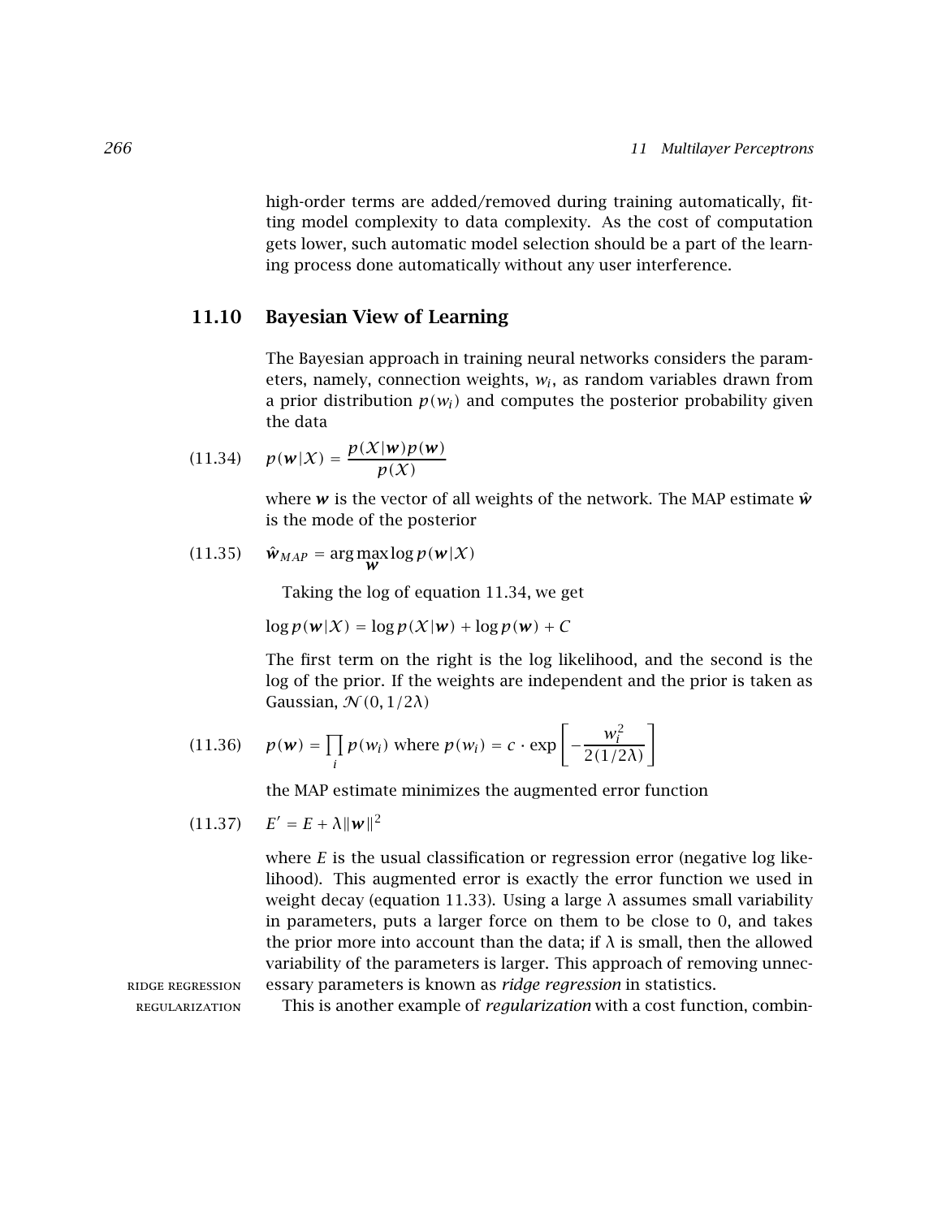high-order terms are added/removed during training automatically, fitting model complexity to data complexity. As the cost of computation gets lower, such automatic model selection should be a part of the learning process done automatically without any user interference.

## 11.10 Bayesian View of Learning

The Bayesian approach in training neural networks considers the parameters, namely, connection weights, $w_i$, as random variables drawn from a prior distribution $p(w_i)$ and computes the posterior probability given the data

$$p(\boldsymbol{w}|\mathcal{X}) = \frac{p(\mathcal{X}|\boldsymbol{w})p(\boldsymbol{w})}{p(\mathcal{X})} \tag{11.34}$$

where $\boldsymbol{w}$ is the vector of all weights of the network. The MAP estimate $\hat{\boldsymbol{w}}$ is the mode of the posterior

$$\hat{\boldsymbol{w}}_{MAP} = \arg\max_{\boldsymbol{w}} \log p(\boldsymbol{w}|\mathcal{X}) \tag{11.35}$$

Taking the log of equation 11.34, we get

$$\log p(\boldsymbol{w}|\mathcal{X}) = \log p(\mathcal{X}|\boldsymbol{w}) + \log p(\boldsymbol{w}) + C$$

The first term on the right is the log likelihood, and the second is the log of the prior. If the weights are independent and the prior is taken as Gaussian, $\mathcal{N}(0, 1/2\lambda)$

$$p(\boldsymbol{w}) = \prod_i p(w_i) \text{ where } p(w_i) = c \cdot \exp\left[-\frac{w_i^2}{2(1/2\lambda)}\right] \tag{11.36}$$

the MAP estimate minimizes the augmented error function

$$E' = E + \lambda\|\boldsymbol{w}\|^2 \tag{11.37}$$

where $E$ is the usual classification or regression error (negative log likelihood). This augmented error is exactly the error function we used in weight decay (equation 11.33). Using a large $\lambda$ assumes small variability in parameters, puts a larger force on them to be close to 0, and takes the prior more into account than the data; if $\lambda$ is small, then the allowed variability of the parameters is larger. This approach of removing unnecessary parameters is known as *ridge regression* in statistics.

RIDGE REGRESSION

REGULARIZATION

This is another example of *regularization* with a cost function, combin-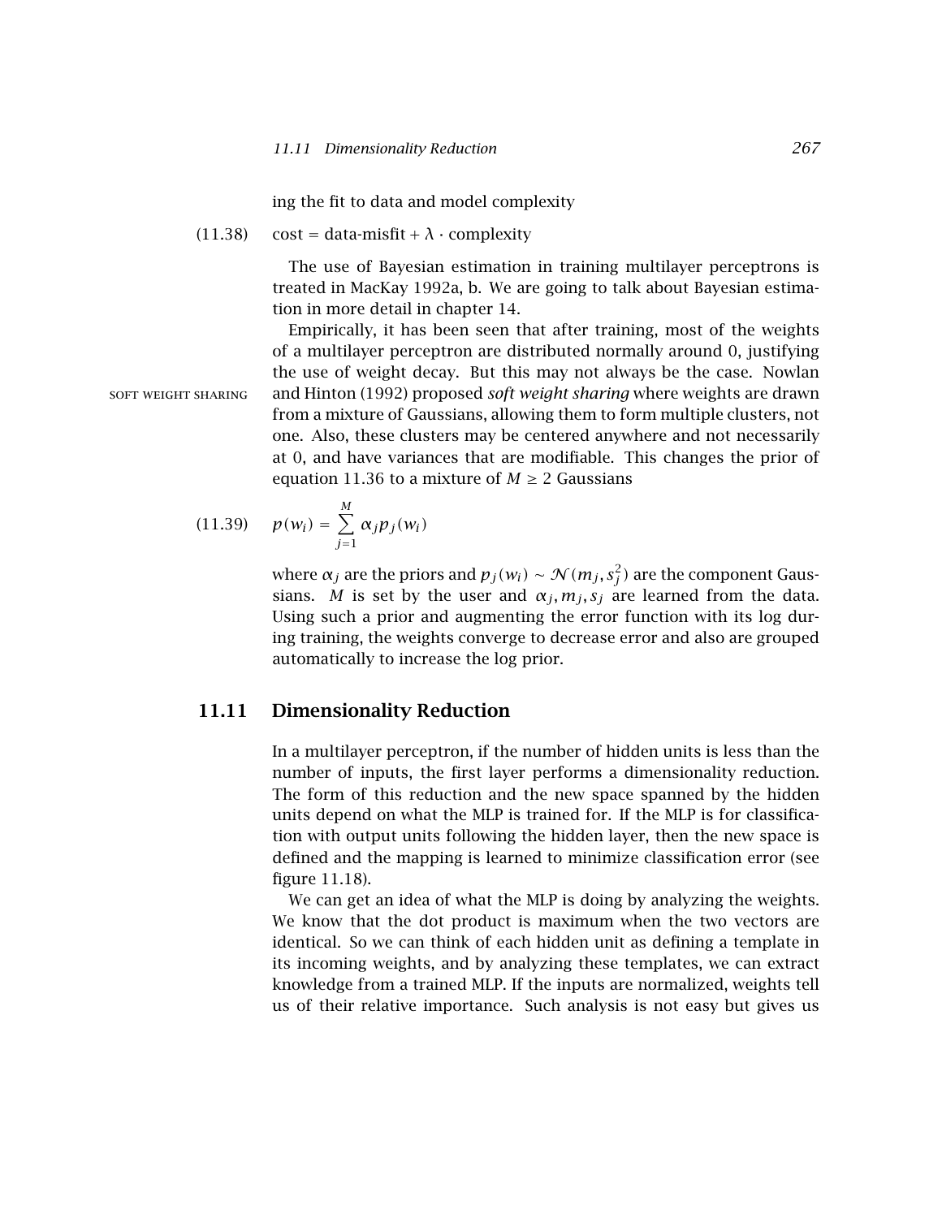ing the fit to data and model complexity

$$\text{cost} = \text{data-misfit} + \lambda \cdot \text{complexity} \tag{11.38}$$

The use of Bayesian estimation in training multilayer perceptrons is treated in MacKay 1992a, b. We are going to talk about Bayesian estimation in more detail in chapter 14.

Empirically, it has been seen that after training, most of the weights of a multilayer perceptron are distributed normally around 0, justifying the use of weight decay. But this may not always be the case. Nowlan and Hinton (1992) proposed *soft weight sharing* where weights are drawn from a mixture of Gaussians, allowing them to form multiple clusters, not one. Also, these clusters may be centered anywhere and not necessarily at 0, and have variances that are modifiable. This changes the prior of equation 11.36 to a mixture of $M \geq 2$ Gaussians

SOFT WEIGHT SHARING

$$p(w_i) = \sum_{j=1}^{M} \alpha_j p_j(w_i) \tag{11.39}$$

where $\alpha_j$ are the priors and $p_j(w_i) \sim \mathcal{N}(m_j, s_j^2)$ are the component Gaussians. $M$ is set by the user and $\alpha_j, m_j, s_j$ are learned from the data. Using such a prior and augmenting the error function with its log during training, the weights converge to decrease error and also are grouped automatically to increase the log prior.

## 11.11 Dimensionality Reduction

In a multilayer perceptron, if the number of hidden units is less than the number of inputs, the first layer performs a dimensionality reduction. The form of this reduction and the new space spanned by the hidden units depend on what the MLP is trained for. If the MLP is for classification with output units following the hidden layer, then the new space is defined and the mapping is learned to minimize classification error (see figure 11.18).

We can get an idea of what the MLP is doing by analyzing the weights. We know that the dot product is maximum when the two vectors are identical. So we can think of each hidden unit as defining a template in its incoming weights, and by analyzing these templates, we can extract knowledge from a trained MLP. If the inputs are normalized, weights tell us of their relative importance. Such analysis is not easy but gives us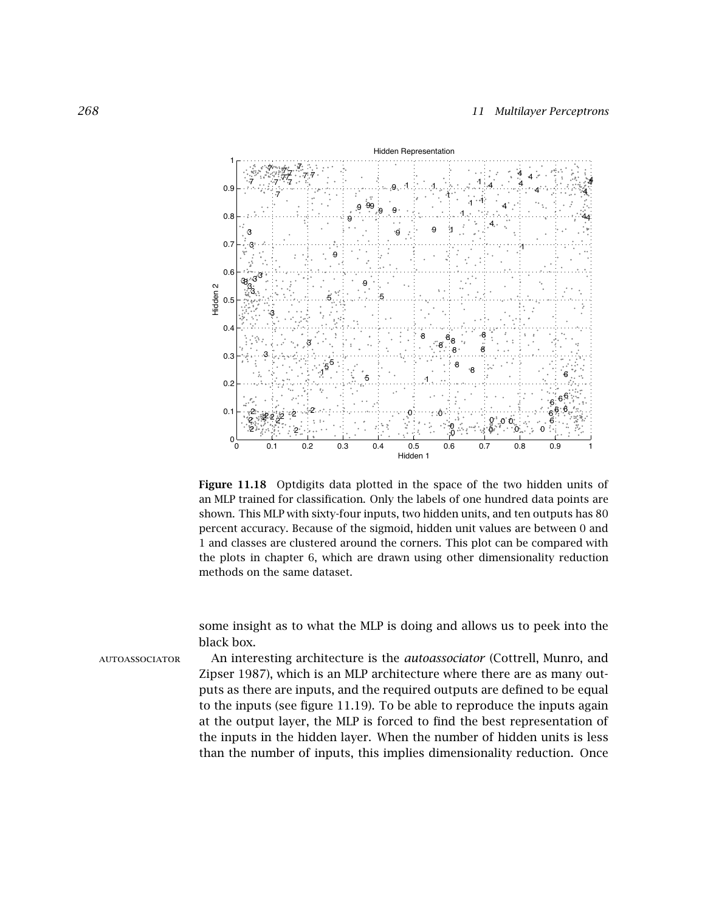**Figure 11.18** Optdigits data plotted in the space of the two hidden units of an MLP trained for classification. Only the labels of one hundred data points are shown. This MLP with sixty-four inputs, two hidden units, and ten outputs has 80 percent accuracy. Because of the sigmoid, hidden unit values are between 0 and 1 and classes are clustered around the corners. This plot can be compared with the plots in chapter 6, which are drawn using other dimensionality reduction methods on the same dataset.

some insight as to what the MLP is doing and allows us to peek into the black box.

AUTOASSOCIATOR

An interesting architecture is the *autoassociator* (Cottrell, Munro, and Zipser 1987), which is an MLP architecture where there are as many outputs as there are inputs, and the required outputs are defined to be equal to the inputs (see figure 11.19). To be able to reproduce the inputs again at the output layer, the MLP is forced to find the best representation of the inputs in the hidden layer. When the number of hidden units is less than the number of inputs, this implies dimensionality reduction. Once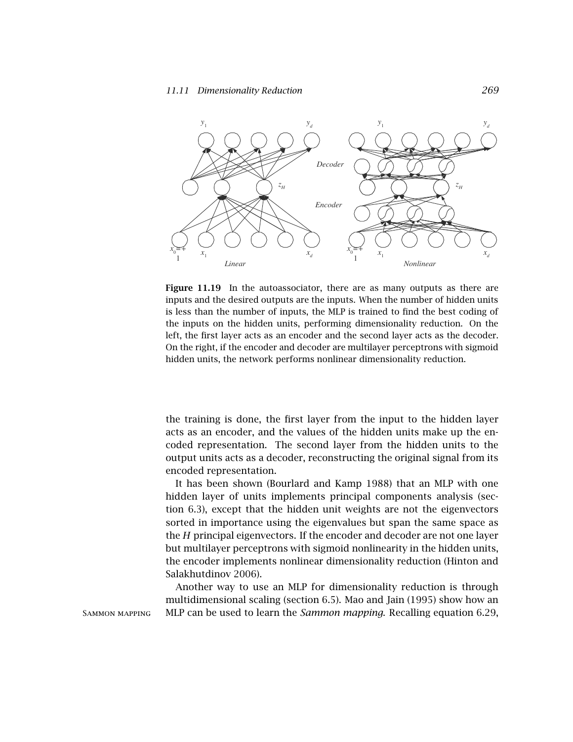**Figure 11.19** In the autoassociator, there are as many outputs as there are inputs and the desired outputs are the inputs. When the number of hidden units is less than the number of inputs, the MLP is trained to find the best coding of the inputs on the hidden units, performing dimensionality reduction. On the left, the first layer acts as an encoder and the second layer acts as the decoder. On the right, if the encoder and decoder are multilayer perceptrons with sigmoid hidden units, the network performs nonlinear dimensionality reduction.

the training is done, the first layer from the input to the hidden layer acts as an encoder, and the values of the hidden units make up the encoded representation. The second layer from the hidden units to the output units acts as a decoder, reconstructing the original signal from its encoded representation.

It has been shown (Bourlard and Kamp 1988) that an MLP with one hidden layer of units implements principal components analysis (section 6.3), except that the hidden unit weights are not the eigenvectors sorted in importance using the eigenvalues but span the same space as the $H$ principal eigenvectors. If the encoder and decoder are not one layer but multilayer perceptrons with sigmoid nonlinearity in the hidden units, the encoder implements nonlinear dimensionality reduction (Hinton and Salakhutdinov 2006).

Another way to use an MLP for dimensionality reduction is through multidimensional scaling (section 6.5). Mao and Jain (1995) show how an MLP can be used to learn the *Sammon mapping*. Recalling equation 6.29,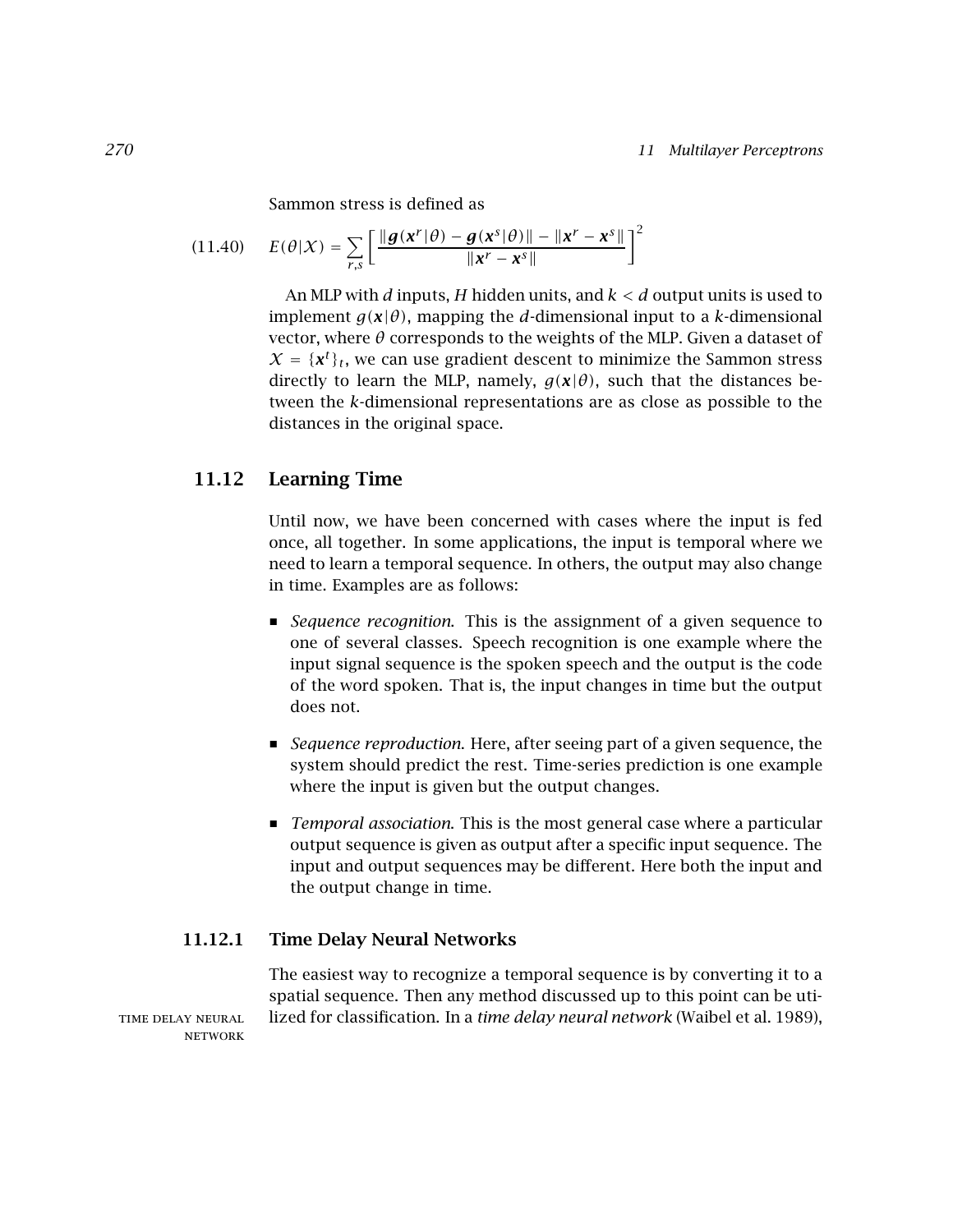Sammon stress is defined as

$$E(\theta|\mathcal{X}) = \sum_{r,s} \left[ \frac{\|\boldsymbol{g}(\boldsymbol{x}^r|\theta) - \boldsymbol{g}(\boldsymbol{x}^s|\theta)\| - \|\boldsymbol{x}^r - \boldsymbol{x}^s\|}{\|\boldsymbol{x}^r - \boldsymbol{x}^s\|} \right]^2 \tag{11.40}$$

An MLP with $d$ inputs, $H$ hidden units, and $k < d$ output units is used to implement $g(\boldsymbol{x}|\theta)$, mapping the $d$-dimensional input to a $k$-dimensional vector, where $\theta$ corresponds to the weights of the MLP. Given a dataset of $\mathcal{X} = \{\boldsymbol{x}^t\}_t$, we can use gradient descent to minimize the Sammon stress directly to learn the MLP, namely, $g(\boldsymbol{x}|\theta)$, such that the distances between the $k$-dimensional representations are as close as possible to the distances in the original space.

## 11.12 Learning Time

Until now, we have been concerned with cases where the input is fed once, all together. In some applications, the input is temporal where we need to learn a temporal sequence. In others, the output may also change in time. Examples are as follows:

- *Sequence recognition.* This is the assignment of a given sequence to one of several classes. Speech recognition is one example where the input signal sequence is the spoken speech and the output is the code of the word spoken. That is, the input changes in time but the output does not.
- *Sequence reproduction.* Here, after seeing part of a given sequence, the system should predict the rest. Time-series prediction is one example where the input is given but the output changes.
- *Temporal association.* This is the most general case where a particular output sequence is given as output after a specific input sequence. The input and output sequences may be different. Here both the input and the output change in time.

### 11.12.1 Time Delay Neural Networks

TIME DELAY NEURAL NETWORK

The easiest way to recognize a temporal sequence is by converting it to a spatial sequence. Then any method discussed up to this point can be utilized for classification. In a *time delay neural network* (Waibel et al. 1989),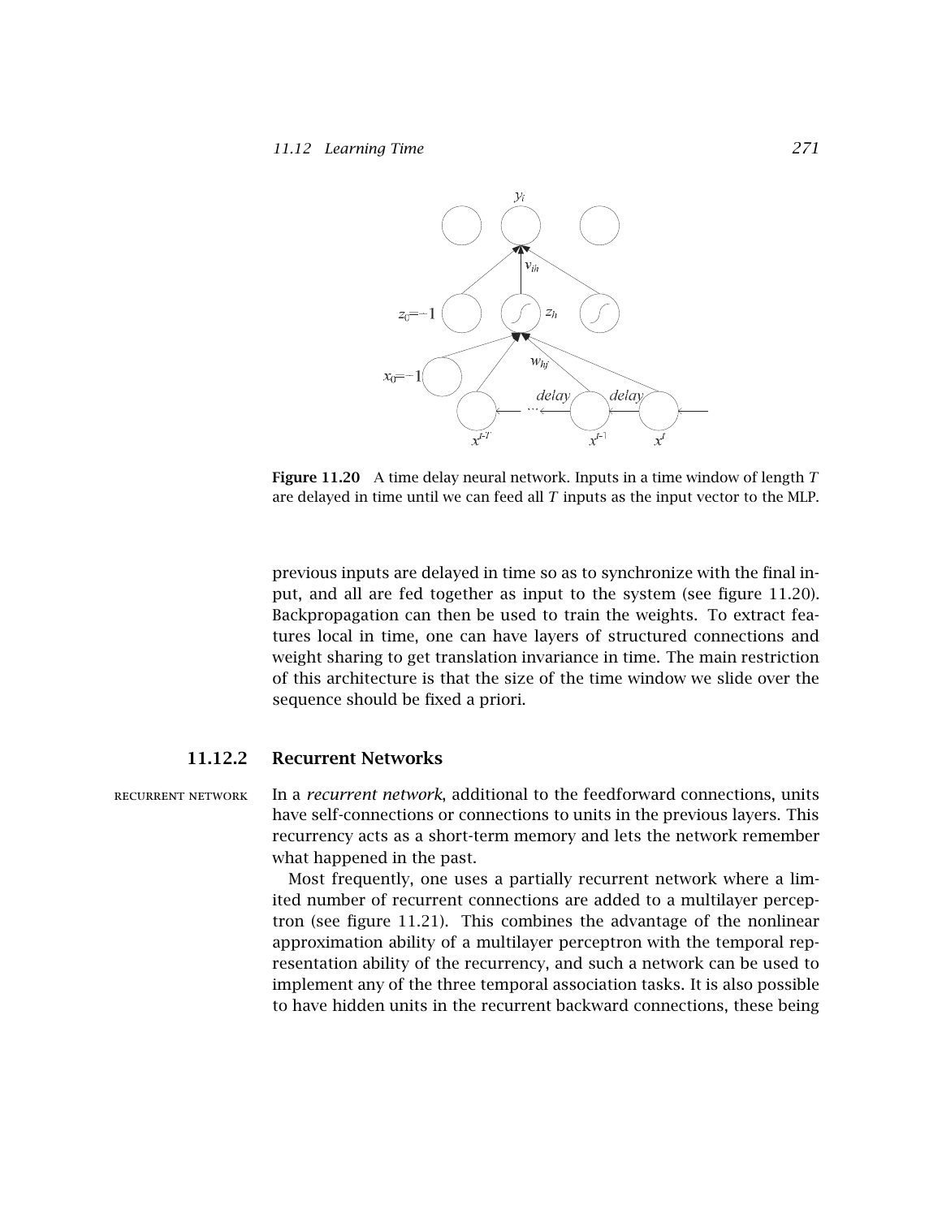**Figure 11.20** A time delay neural network. Inputs in a time window of length $T$ are delayed in time until we can feed all $T$ inputs as the input vector to the MLP.

previous inputs are delayed in time so as to synchronize with the final input, and all are fed together as input to the system (see figure 11.20). Backpropagation can then be used to train the weights. To extract features local in time, one can have layers of structured connections and weight sharing to get translation invariance in time. The main restriction of this architecture is that the size of the time window we slide over the sequence should be fixed a priori.

### 11.12.2 Recurrent Networks

RECURRENT NETWORK

In a *recurrent network*, additional to the feedforward connections, units have self-connections or connections to units in the previous layers. This recurrency acts as a short-term memory and lets the network remember what happened in the past.

Most frequently, one uses a partially recurrent network where a limited number of recurrent connections are added to a multilayer perceptron (see figure 11.21). This combines the advantage of the nonlinear approximation ability of a multilayer perceptron with the temporal representation ability of the recurrency, and such a network can be used to implement any of the three temporal association tasks. It is also possible to have hidden units in the recurrent backward connections, these being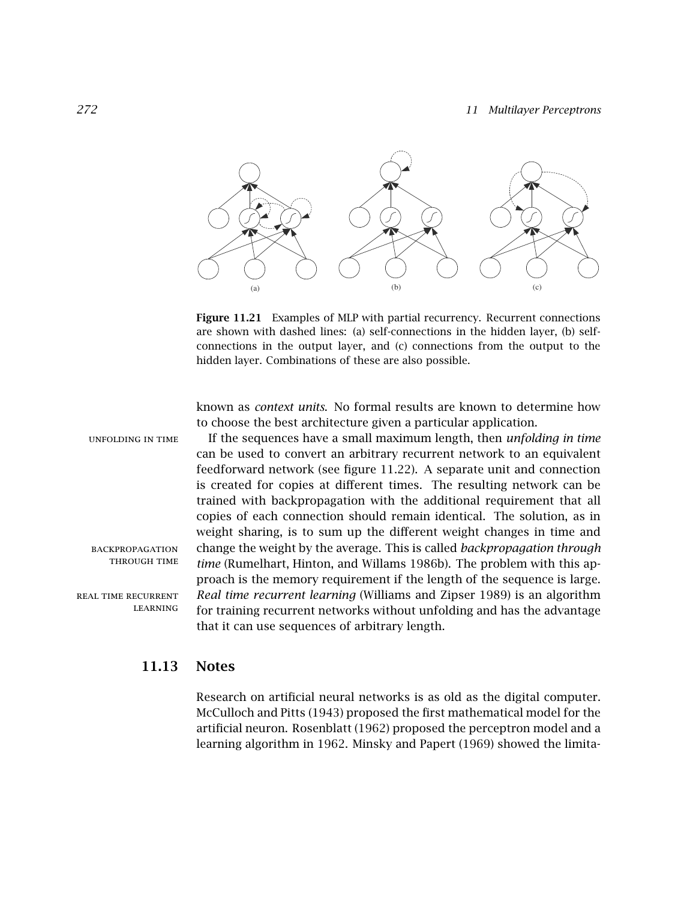**Figure 11.21** Examples of MLP with partial recurrency. Recurrent connections are shown with dashed lines: (a) self-connections in the hidden layer, (b) self-connections in the output layer, and (c) connections from the output to the hidden layer. Combinations of these are also possible.

known as *context units*. No formal results are known to determine how to choose the best architecture given a particular application.

UNFOLDING IN TIME

If the sequences have a small maximum length, then *unfolding in time* can be used to convert an arbitrary recurrent network to an equivalent feedforward network (see figure 11.22). A separate unit and connection is created for copies at different times. The resulting network can be trained with backpropagation with the additional requirement that all copies of each connection should remain identical. The solution, as in weight sharing, is to sum up the different weight changes in time and change the weight by the average. This is called *backpropagation through time* (Rumelhart, Hinton, and Willams 1986b). The problem with this approach is the memory requirement if the length of the sequence is large. *Real time recurrent learning* (Williams and Zipser 1989) is an algorithm for training recurrent networks without unfolding and has the advantage that it can use sequences of arbitrary length.

BACKPROPAGATION THROUGH TIME

REAL TIME RECURRENT LEARNING

## 11.13 Notes

Research on artificial neural networks is as old as the digital computer. McCulloch and Pitts (1943) proposed the first mathematical model for the artificial neuron. Rosenblatt (1962) proposed the perceptron model and a learning algorithm in 1962. Minsky and Papert (1969) showed the limita-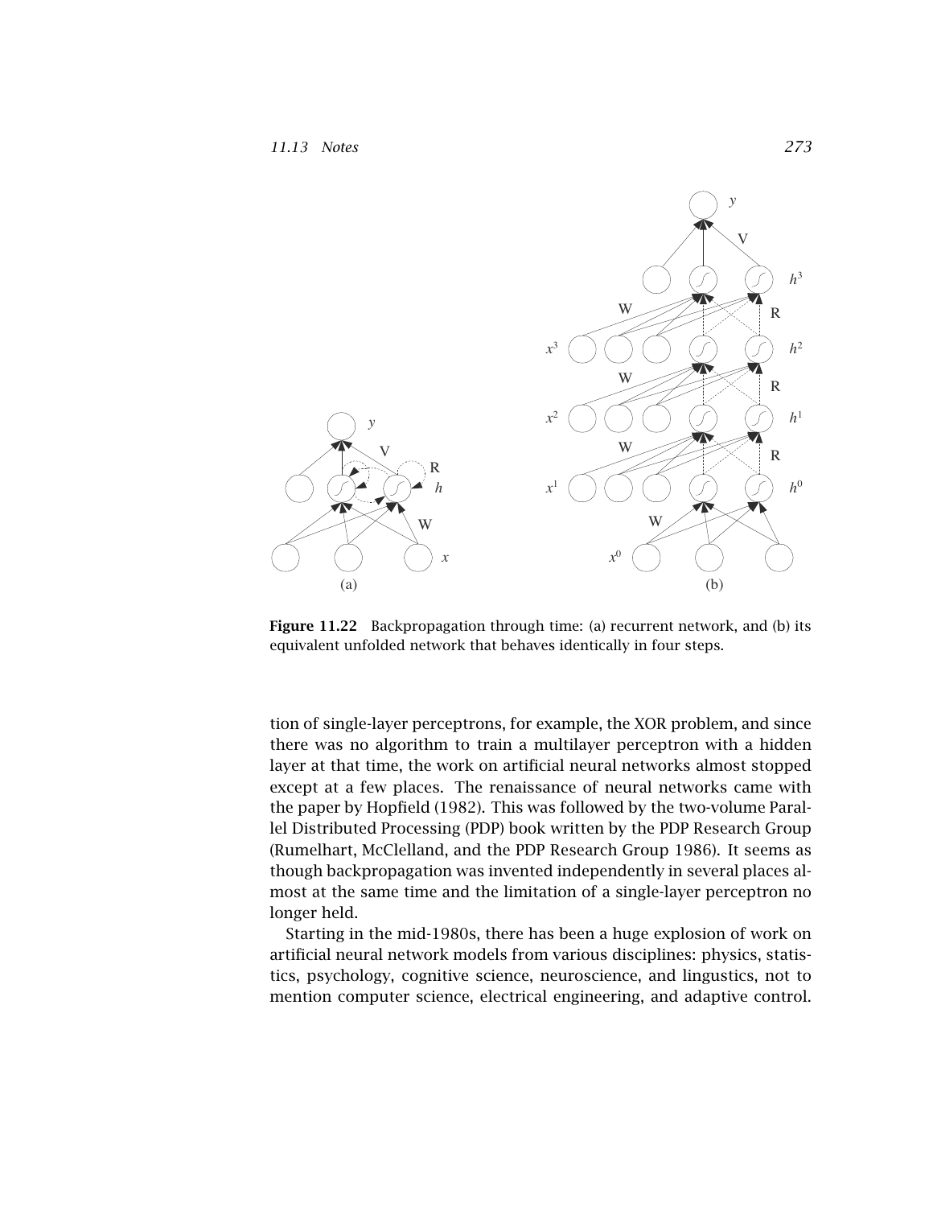**Figure 11.22** Backpropagation through time: (a) recurrent network, and (b) its equivalent unfolded network that behaves identically in four steps.

tion of single-layer perceptrons, for example, the XOR problem, and since there was no algorithm to train a multilayer perceptron with a hidden layer at that time, the work on artificial neural networks almost stopped except at a few places. The renaissance of neural networks came with the paper by Hopfield (1982). This was followed by the two-volume Parallel Distributed Processing (PDP) book written by the PDP Research Group (Rumelhart, McClelland, and the PDP Research Group 1986). It seems as though backpropagation was invented independently in several places almost at the same time and the limitation of a single-layer perceptron no longer held.

Starting in the mid-1980s, there has been a huge explosion of work on artificial neural network models from various disciplines: physics, statistics, psychology, cognitive science, neuroscience, and lingustics, not to mention computer science, electrical engineering, and adaptive control.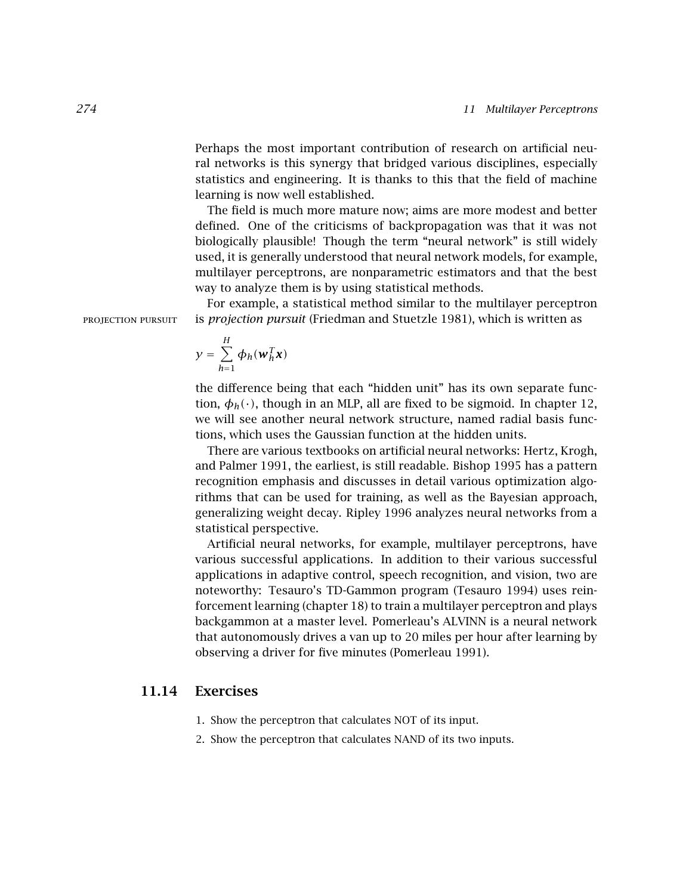Perhaps the most important contribution of research on artificial neural networks is this synergy that bridged various disciplines, especially statistics and engineering. It is thanks to this that the field of machine learning is now well established.

The field is much more mature now; aims are more modest and better defined. One of the criticisms of backpropagation was that it was not biologically plausible! Though the term "neural network" is still widely used, it is generally understood that neural network models, for example, multilayer perceptrons, are nonparametric estimators and that the best way to analyze them is by using statistical methods.

PROJECTION PURSUIT

For example, a statistical method similar to the multilayer perceptron is *projection pursuit* (Friedman and Stuetzle 1981), which is written as

$$y = \sum_{h=1}^{H} \phi_h(\boldsymbol{w}_h^T \boldsymbol{x})$$

the difference being that each "hidden unit" has its own separate function, $\phi_h(\cdot)$, though in an MLP, all are fixed to be sigmoid. In chapter 12, we will see another neural network structure, named radial basis functions, which uses the Gaussian function at the hidden units.

There are various textbooks on artificial neural networks: Hertz, Krogh, and Palmer 1991, the earliest, is still readable. Bishop 1995 has a pattern recognition emphasis and discusses in detail various optimization algorithms that can be used for training, as well as the Bayesian approach, generalizing weight decay. Ripley 1996 analyzes neural networks from a statistical perspective.

Artificial neural networks, for example, multilayer perceptrons, have various successful applications. In addition to their various successful applications in adaptive control, speech recognition, and vision, two are noteworthy: Tesauro's TD-Gammon program (Tesauro 1994) uses reinforcement learning (chapter 18) to train a multilayer perceptron and plays backgammon at a master level. Pomerleau's ALVINN is a neural network that autonomously drives a van up to 20 miles per hour after learning by observing a driver for five minutes (Pomerleau 1991).

## 11.14 Exercises

1. Show the perceptron that calculates NOT of its input.
2. Show the perceptron that calculates NAND of its two inputs.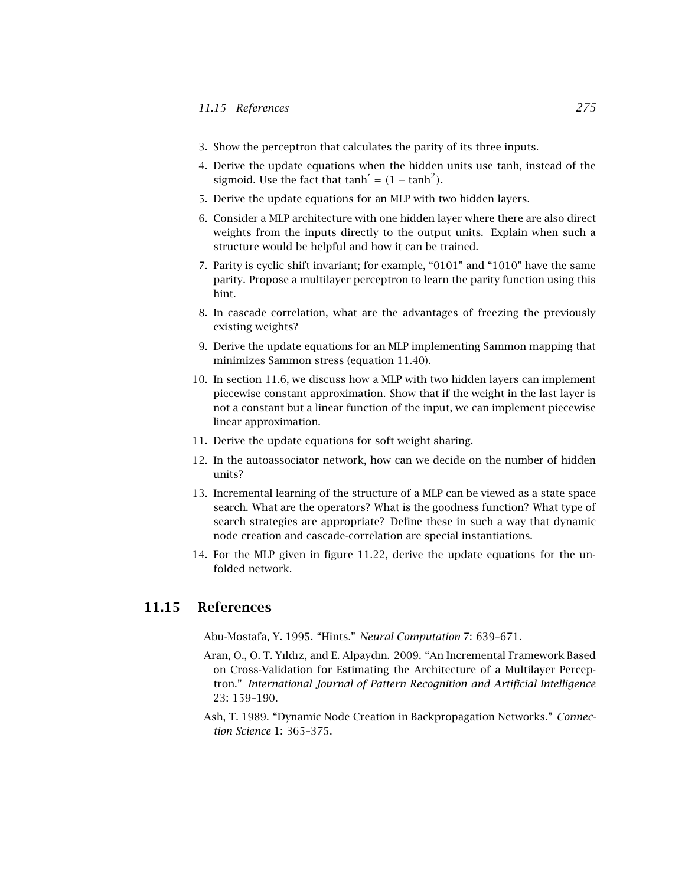3. Show the perceptron that calculates the parity of its three inputs.
4. Derive the update equations when the hidden units use tanh, instead of the sigmoid. Use the fact that $\tanh' = (1 - \tanh^2)$.
5. Derive the update equations for an MLP with two hidden layers.
6. Consider a MLP architecture with one hidden layer where there are also direct weights from the inputs directly to the output units. Explain when such a structure would be helpful and how it can be trained.
7. Parity is cyclic shift invariant; for example, "0101" and "1010" have the same parity. Propose a multilayer perceptron to learn the parity function using this hint.
8. In cascade correlation, what are the advantages of freezing the previously existing weights?
9. Derive the update equations for an MLP implementing Sammon mapping that minimizes Sammon stress (equation 11.40).
10. In section 11.6, we discuss how a MLP with two hidden layers can implement piecewise constant approximation. Show that if the weight in the last layer is not a constant but a linear function of the input, we can implement piecewise linear approximation.
11. Derive the update equations for soft weight sharing.
12. In the autoassociator network, how can we decide on the number of hidden units?
13. Incremental learning of the structure of a MLP can be viewed as a state space search. What are the operators? What is the goodness function? What type of search strategies are appropriate? Define these in such a way that dynamic node creation and cascade-correlation are special instantiations.
14. For the MLP given in figure 11.22, derive the update equations for the unfolded network.

## 11.15 References

Abu-Mostafa, Y. 1995. "Hints." *Neural Computation 7*: 639–671.

Aran, O., O. T. Yıldız, and E. Alpaydın. 2009. "An Incremental Framework Based on Cross-Validation for Estimating the Architecture of a Multilayer Perceptron." *International Journal of Pattern Recognition and Artificial Intelligence* 23: 159–190.

Ash, T. 1989. "Dynamic Node Creation in Backpropagation Networks." *Connection Science* 1: 365–375.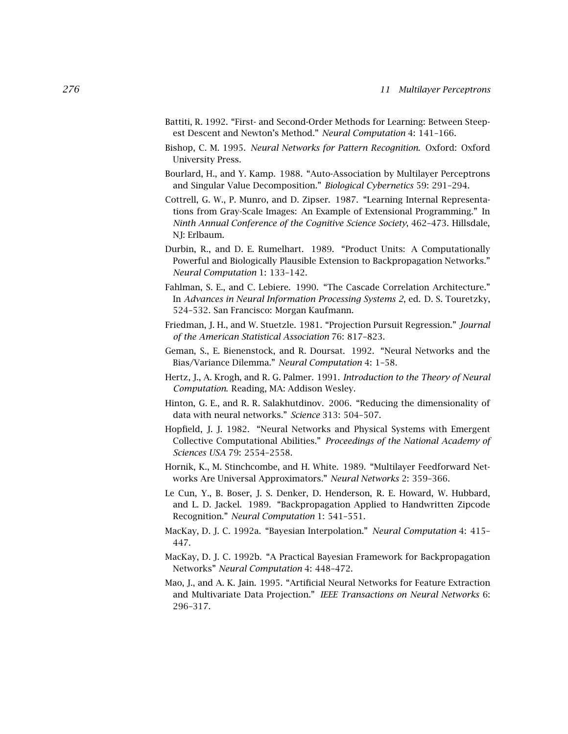Battiti, R. 1992. "First- and Second-Order Methods for Learning: Between Steepest Descent and Newton's Method." *Neural Computation* 4: 141–166.

Bishop, C. M. 1995. *Neural Networks for Pattern Recognition.* Oxford: Oxford University Press.

Bourlard, H., and Y. Kamp. 1988. "Auto-Association by Multilayer Perceptrons and Singular Value Decomposition." *Biological Cybernetics* 59: 291–294.

Cottrell, G. W., P. Munro, and D. Zipser. 1987. "Learning Internal Representations from Gray-Scale Images: An Example of Extensional Programming." In *Ninth Annual Conference of the Cognitive Science Society*, 462–473. Hillsdale, NJ: Erlbaum.

Durbin, R., and D. E. Rumelhart. 1989. "Product Units: A Computationally Powerful and Biologically Plausible Extension to Backpropagation Networks." *Neural Computation* 1: 133–142.

Fahlman, S. E., and C. Lebiere. 1990. "The Cascade Correlation Architecture." In *Advances in Neural Information Processing Systems 2*, ed. D. S. Touretzky, 524–532. San Francisco: Morgan Kaufmann.

Friedman, J. H., and W. Stuetzle. 1981. "Projection Pursuit Regression." *Journal of the American Statistical Association* 76: 817–823.

Geman, S., E. Bienenstock, and R. Doursat. 1992. "Neural Networks and the Bias/Variance Dilemma." *Neural Computation* 4: 1–58.

Hertz, J., A. Krogh, and R. G. Palmer. 1991. *Introduction to the Theory of Neural Computation.* Reading, MA: Addison Wesley.

Hinton, G. E., and R. R. Salakhutdinov. 2006. "Reducing the dimensionality of data with neural networks." *Science* 313: 504–507.

Hopfield, J. J. 1982. "Neural Networks and Physical Systems with Emergent Collective Computational Abilities." *Proceedings of the National Academy of Sciences USA* 79: 2554–2558.

Hornik, K., M. Stinchcombe, and H. White. 1989. "Multilayer Feedforward Networks Are Universal Approximators." *Neural Networks* 2: 359–366.

Le Cun, Y., B. Boser, J. S. Denker, D. Henderson, R. E. Howard, W. Hubbard, and L. D. Jackel. 1989. "Backpropagation Applied to Handwritten Zipcode Recognition." *Neural Computation* 1: 541–551.

MacKay, D. J. C. 1992a. "Bayesian Interpolation." *Neural Computation* 4: 415–447.

MacKay, D. J. C. 1992b. "A Practical Bayesian Framework for Backpropagation Networks" *Neural Computation* 4: 448–472.

Mao, J., and A. K. Jain. 1995. "Artificial Neural Networks for Feature Extraction and Multivariate Data Projection." *IEEE Transactions on Neural Networks* 6: 296–317.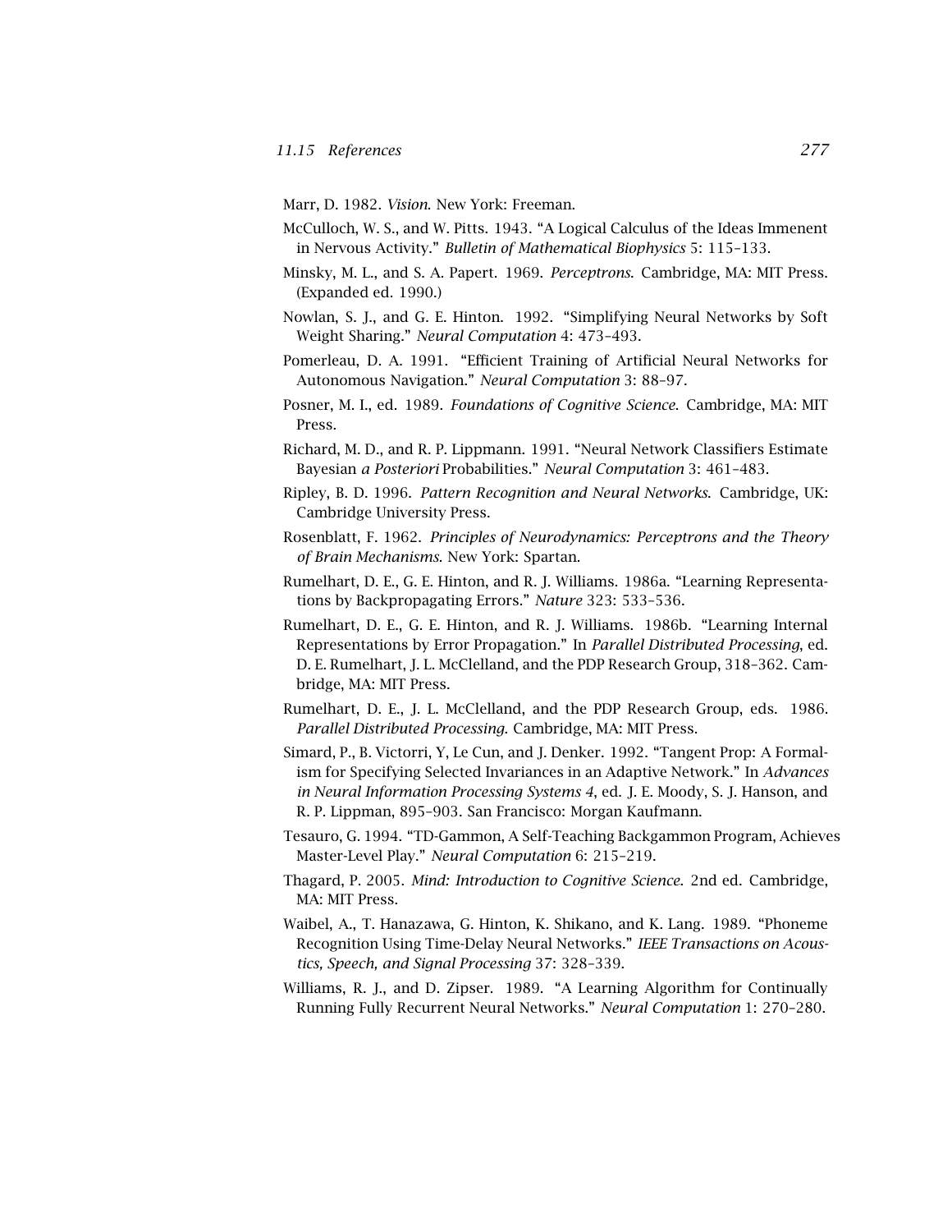Marr, D. 1982. *Vision.* New York: Freeman.

McCulloch, W. S., and W. Pitts. 1943. "A Logical Calculus of the Ideas Immenent in Nervous Activity." *Bulletin of Mathematical Biophysics* 5: 115–133.

Minsky, M. L., and S. A. Papert. 1969. *Perceptrons.* Cambridge, MA: MIT Press. (Expanded ed. 1990.)

Nowlan, S. J., and G. E. Hinton. 1992. "Simplifying Neural Networks by Soft Weight Sharing." *Neural Computation* 4: 473–493.

Pomerleau, D. A. 1991. "Efficient Training of Artificial Neural Networks for Autonomous Navigation." *Neural Computation* 3: 88–97.

Posner, M. I., ed. 1989. *Foundations of Cognitive Science.* Cambridge, MA: MIT Press.

Richard, M. D., and R. P. Lippmann. 1991. "Neural Network Classifiers Estimate Bayesian *a Posteriori* Probabilities." *Neural Computation* 3: 461–483.

Ripley, B. D. 1996. *Pattern Recognition and Neural Networks.* Cambridge, UK: Cambridge University Press.

Rosenblatt, F. 1962. *Principles of Neurodynamics: Perceptrons and the Theory of Brain Mechanisms.* New York: Spartan.

Rumelhart, D. E., G. E. Hinton, and R. J. Williams. 1986a. "Learning Representations by Backpropagating Errors." *Nature* 323: 533–536.

Rumelhart, D. E., G. E. Hinton, and R. J. Williams. 1986b. "Learning Internal Representations by Error Propagation." In *Parallel Distributed Processing*, ed. D. E. Rumelhart, J. L. McClelland, and the PDP Research Group, 318–362. Cambridge, MA: MIT Press.

Rumelhart, D. E., J. L. McClelland, and the PDP Research Group, eds. 1986. *Parallel Distributed Processing.* Cambridge, MA: MIT Press.

Simard, P., B. Victorri, Y, Le Cun, and J. Denker. 1992. "Tangent Prop: A Formalism for Specifying Selected Invariances in an Adaptive Network." In *Advances in Neural Information Processing Systems 4*, ed. J. E. Moody, S. J. Hanson, and R. P. Lippman, 895–903. San Francisco: Morgan Kaufmann.

Tesauro, G. 1994. "TD-Gammon, A Self-Teaching Backgammon Program, Achieves Master-Level Play." *Neural Computation* 6: 215–219.

Thagard, P. 2005. *Mind: Introduction to Cognitive Science.* 2nd ed. Cambridge, MA: MIT Press.

Waibel, A., T. Hanazawa, G. Hinton, K. Shikano, and K. Lang. 1989. "Phoneme Recognition Using Time-Delay Neural Networks." *IEEE Transactions on Acoustics, Speech, and Signal Processing* 37: 328–339.

Williams, R. J., and D. Zipser. 1989. "A Learning Algorithm for Continually Running Fully Recurrent Neural Networks." *Neural Computation* 1: 270–280.